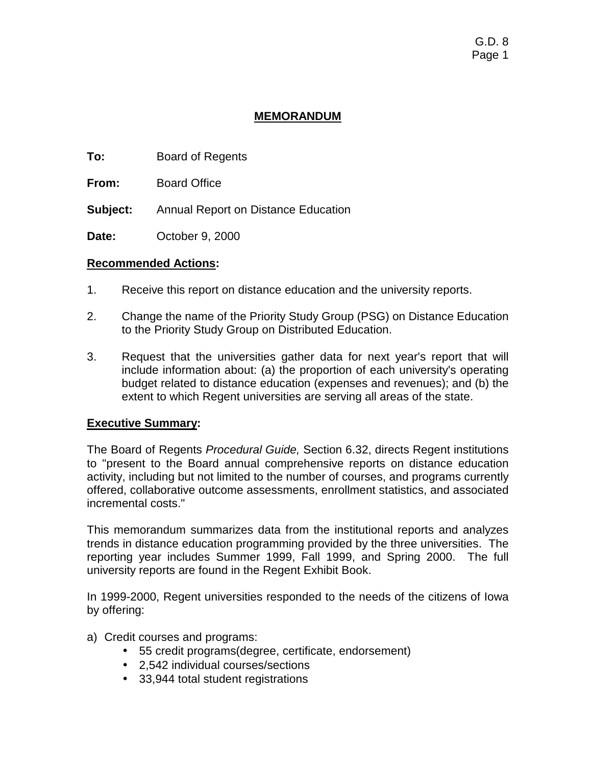## MEMORANDUM

**To:** Board of Regents

**From:** Board Office

**Subject:** Annual Report on Distance Education

**Date:** October 9, 2000

**Recommended Actions:**

1. Receive this report on distance education and the university reports.

2. Change the name of the Priority Study Group (PSG) on Distance Education to the Priority Study Group on Distributed Education.

3. Request that the universities gather data for next year's report that will include information about: (a) the proportion of each university's operating budget related to distance education (expenses and revenues); and (b) the extent to which Regent universities are serving all areas of the state.

**Executive Summary:**

The Board of Regents *Procedural Guide,* Section 6.32, directs Regent institutions to "present to the Board annual comprehensive reports on distance education activity, including but not limited to the number of courses, and programs currently offered, collaborative outcome assessments, enrollment statistics, and associated incremental costs."

This memorandum summarizes data from the institutional reports and analyzes trends in distance education programming provided by the three universities. The reporting year includes Summer 1999, Fall 1999, and Spring 2000. The full university reports are found in the Regent Exhibit Book.

In 1999-2000, Regent universities responded to the needs of the citizens of Iowa by offering:

a) Credit courses and programs:
- 55 credit programs(degree, certificate, endorsement)
- 2,542 individual courses/sections
- 33,944 total student registrations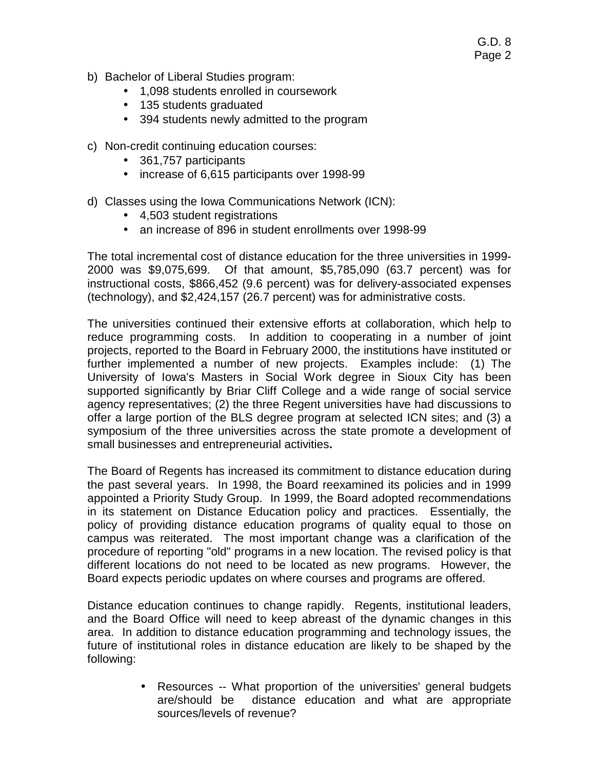b) Bachelor of Liberal Studies program:
   - 1,098 students enrolled in coursework
   - 135 students graduated
   - 394 students newly admitted to the program

c) Non-credit continuing education courses:
   - 361,757 participants
   - increase of 6,615 participants over 1998-99

d) Classes using the Iowa Communications Network (ICN):
   - 4,503 student registrations
   - an increase of 896 in student enrollments over 1998-99

The total incremental cost of distance education for the three universities in 1999-2000 was $9,075,699. Of that amount, $5,785,090 (63.7 percent) was for instructional costs, $866,452 (9.6 percent) was for delivery-associated expenses (technology), and $2,424,157 (26.7 percent) was for administrative costs.

The universities continued their extensive efforts at collaboration, which help to reduce programming costs. In addition to cooperating in a number of joint projects, reported to the Board in February 2000, the institutions have instituted or further implemented a number of new projects. Examples include: (1) The University of Iowa's Masters in Social Work degree in Sioux City has been supported significantly by Briar Cliff College and a wide range of social service agency representatives; (2) the three Regent universities have had discussions to offer a large portion of the BLS degree program at selected ICN sites; and (3) a symposium of the three universities across the state promote a development of small businesses and entrepreneurial activities**.**

The Board of Regents has increased its commitment to distance education during the past several years. In 1998, the Board reexamined its policies and in 1999 appointed a Priority Study Group. In 1999, the Board adopted recommendations in its statement on Distance Education policy and practices. Essentially, the policy of providing distance education programs of quality equal to those on campus was reiterated. The most important change was a clarification of the procedure of reporting "old" programs in a new location. The revised policy is that different locations do not need to be located as new programs. However, the Board expects periodic updates on where courses and programs are offered.

Distance education continues to change rapidly. Regents, institutional leaders, and the Board Office will need to keep abreast of the dynamic changes in this area. In addition to distance education programming and technology issues, the future of institutional roles in distance education are likely to be shaped by the following:

- Resources -- What proportion of the universities' general budgets are/should be distance education and what are appropriate sources/levels of revenue?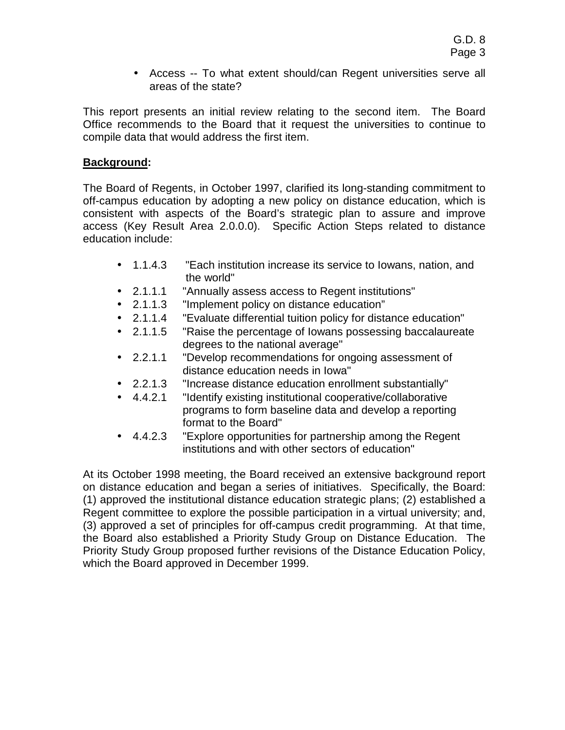- Access -- To what extent should/can Regent universities serve all areas of the state?

This report presents an initial review relating to the second item. The Board Office recommends to the Board that it request the universities to continue to compile data that would address the first item.

**Background:**

The Board of Regents, in October 1997, clarified its long-standing commitment to off-campus education by adopting a new policy on distance education, which is consistent with aspects of the Board's strategic plan to assure and improve access (Key Result Area 2.0.0.0). Specific Action Steps related to distance education include:

- 1.1.4.3 "Each institution increase its service to Iowans, nation, and the world"
- 2.1.1.1 "Annually assess access to Regent institutions"
- 2.1.1.3 "Implement policy on distance education"
- 2.1.1.4 "Evaluate differential tuition policy for distance education"
- 2.1.1.5 "Raise the percentage of Iowans possessing baccalaureate degrees to the national average"
- 2.2.1.1 "Develop recommendations for ongoing assessment of distance education needs in Iowa"
- 2.2.1.3 "Increase distance education enrollment substantially"
- 4.4.2.1 "Identify existing institutional cooperative/collaborative programs to form baseline data and develop a reporting format to the Board"
- 4.4.2.3 "Explore opportunities for partnership among the Regent institutions and with other sectors of education"

At its October 1998 meeting, the Board received an extensive background report on distance education and began a series of initiatives. Specifically, the Board: (1) approved the institutional distance education strategic plans; (2) established a Regent committee to explore the possible participation in a virtual university; and, (3) approved a set of principles for off-campus credit programming. At that time, the Board also established a Priority Study Group on Distance Education. The Priority Study Group proposed further revisions of the Distance Education Policy, which the Board approved in December 1999.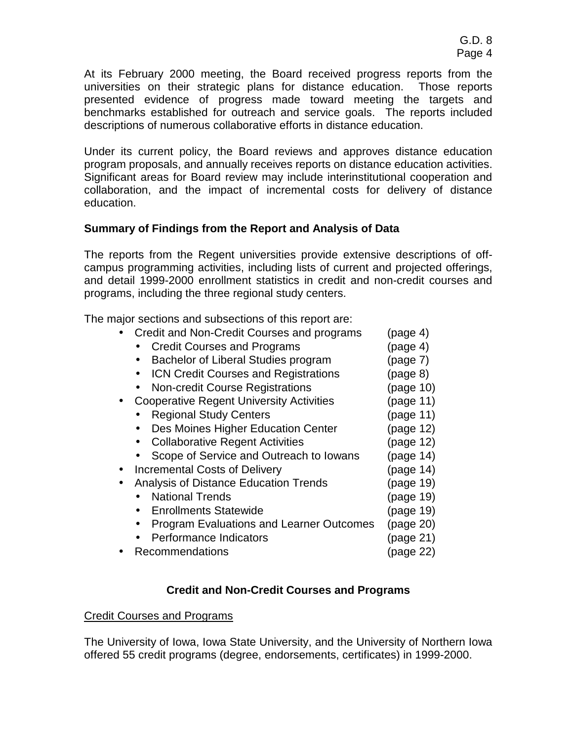At its February 2000 meeting, the Board received progress reports from the universities on their strategic plans for distance education. Those reports presented evidence of progress made toward meeting the targets and benchmarks established for outreach and service goals. The reports included descriptions of numerous collaborative efforts in distance education.

Under its current policy, the Board reviews and approves distance education program proposals, and annually receives reports on distance education activities. Significant areas for Board review may include interinstitutional cooperation and collaboration, and the impact of incremental costs for delivery of distance education.

**Summary of Findings from the Report and Analysis of Data**

The reports from the Regent universities provide extensive descriptions of off-campus programming activities, including lists of current and projected offerings, and detail 1999-2000 enrollment statistics in credit and non-credit courses and programs, including the three regional study centers.

The major sections and subsections of this report are:

- Credit and Non-Credit Courses and programs (page 4)
  - Credit Courses and Programs (page 4)
  - Bachelor of Liberal Studies program (page 7)
  - ICN Credit Courses and Registrations (page 8)
  - Non-credit Course Registrations (page 10)
- Cooperative Regent University Activities (page 11)
  - Regional Study Centers (page 11)
  - Des Moines Higher Education Center (page 12)
  - Collaborative Regent Activities (page 12)
  - Scope of Service and Outreach to Iowans (page 14)
- Incremental Costs of Delivery (page 14)
- Analysis of Distance Education Trends (page 19)
  - National Trends (page 19)
  - Enrollments Statewide (page 19)
  - Program Evaluations and Learner Outcomes (page 20)
  - Performance Indicators (page 21)
- Recommendations (page 22)

## Credit and Non-Credit Courses and Programs

Credit Courses and Programs

The University of Iowa, Iowa State University, and the University of Northern Iowa offered 55 credit programs (degree, endorsements, certificates) in 1999-2000.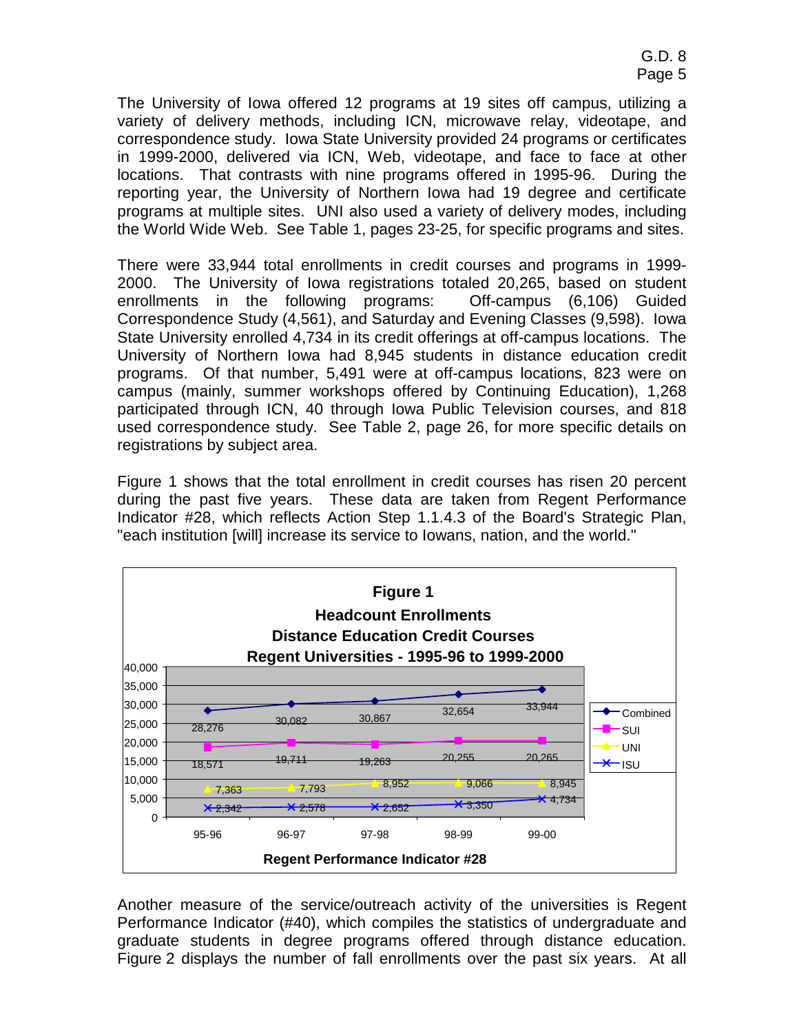The University of Iowa offered 12 programs at 19 sites off campus, utilizing a variety of delivery methods, including ICN, microwave relay, videotape, and correspondence study. Iowa State University provided 24 programs or certificates in 1999-2000, delivered via ICN, Web, videotape, and face to face at other locations. That contrasts with nine programs offered in 1995-96. During the reporting year, the University of Northern Iowa had 19 degree and certificate programs at multiple sites. UNI also used a variety of delivery modes, including the World Wide Web. See Table 1, pages 23-25, for specific programs and sites.

There were 33,944 total enrollments in credit courses and programs in 1999-2000. The University of Iowa registrations totaled 20,265, based on student enrollments in the following programs: Off-campus (6,106) Guided Correspondence Study (4,561), and Saturday and Evening Classes (9,598). Iowa State University enrolled 4,734 in its credit offerings at off-campus locations. The University of Northern Iowa had 8,945 students in distance education credit programs. Of that number, 5,491 were at off-campus locations, 823 were on campus (mainly, summer workshops offered by Continuing Education), 1,268 participated through ICN, 40 through Iowa Public Television courses, and 818 used correspondence study. See Table 2, page 26, for more specific details on registrations by subject area.

Figure 1 shows that the total enrollment in credit courses has risen 20 percent during the past five years. These data are taken from Regent Performance Indicator #28, which reflects Action Step 1.1.4.3 of the Board's Strategic Plan, "each institution [will] increase its service to Iowans, nation, and the world."

**Figure 1**
**Headcount Enrollments**
**Distance Education Credit Courses**
**Regent Universities - 1995-96 to 1999-2000**

| | 95-96 | 96-97 | 97-98 | 98-99 | 99-00 |
|---|---|---|---|---|---|
| Combined | 28,276 | 30,082 | 30,867 | 32,654 | 33,944 |
| SUI | 18,571 | 19,711 | 19,263 | 20,255 | 20,265 |
| UNI | 7,363 | 7,793 | 8,952 | 9,066 | 8,945 |
| ISU | 2,342 | 2,578 | 2,652 | 3,350 | 4,734 |

**Regent Performance Indicator #28**

Another measure of the service/outreach activity of the universities is Regent Performance Indicator (#40), which compiles the statistics of undergraduate and graduate students in degree programs offered through distance education. Figure 2 displays the number of fall enrollments over the past six years. At all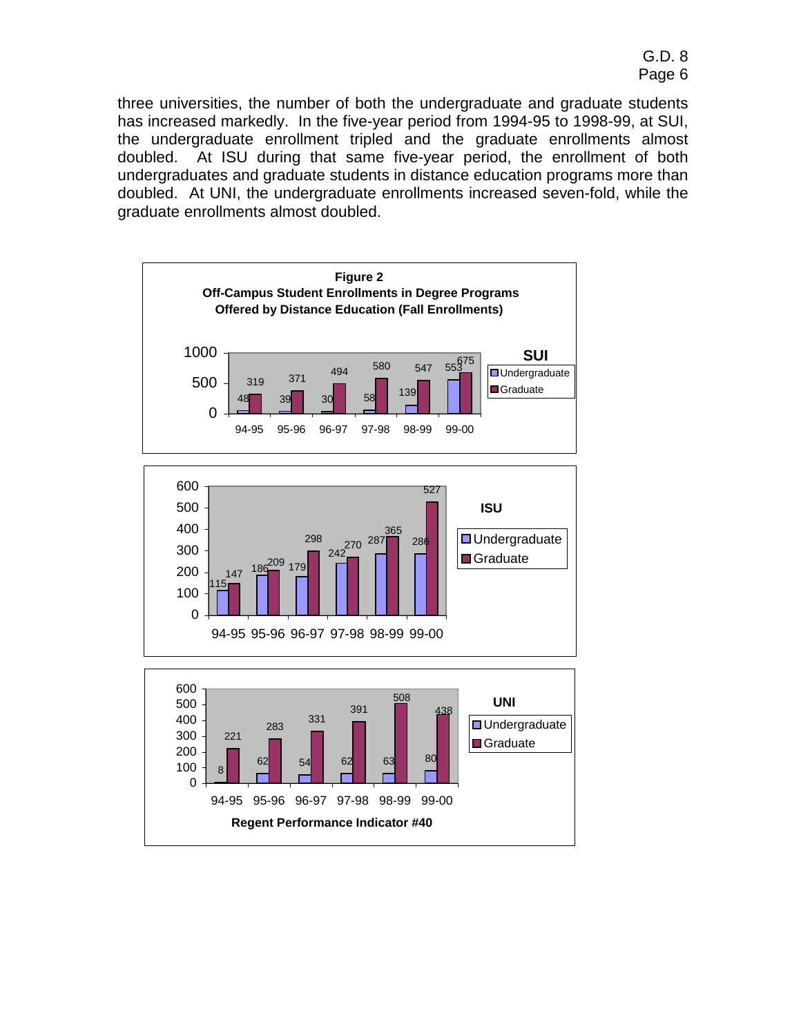three universities, the number of both the undergraduate and graduate students has increased markedly. In the five-year period from 1994-95 to 1998-99, at SUI, the undergraduate enrollment tripled and the graduate enrollments almost doubled. At ISU during that same five-year period, the enrollment of both undergraduates and graduate students in distance education programs more than doubled. At UNI, the undergraduate enrollments increased seven-fold, while the graduate enrollments almost doubled.

**Figure 2**
**Off-Campus Student Enrollments in Degree Programs Offered by Distance Education (Fall Enrollments)**

**SUI**

| | 94-95 | 95-96 | 96-97 | 97-98 | 98-99 | 99-00 |
|---|---|---|---|---|---|---|
| Undergraduate | 48 | 39 | 30 | 58 | 139 | 553 |
| Graduate | 319 | 371 | 494 | 580 | 547 | 675 |

**ISU**

| | 94-95 | 95-96 | 96-97 | 97-98 | 98-99 | 99-00 |
|---|---|---|---|---|---|---|
| Undergraduate | 115 | 186 | 179 | 242 | 287 | 286 |
| Graduate | 147 | 209 | 298 | 270 | 365 | 527 |

**UNI**

| | 94-95 | 95-96 | 96-97 | 97-98 | 98-99 | 99-00 |
|---|---|---|---|---|---|---|
| Undergraduate | 8 | 62 | 54 | 62 | 63 | 80 |
| Graduate | 221 | 283 | 331 | 391 | 508 | 438 |

**Regent Performance Indicator #40**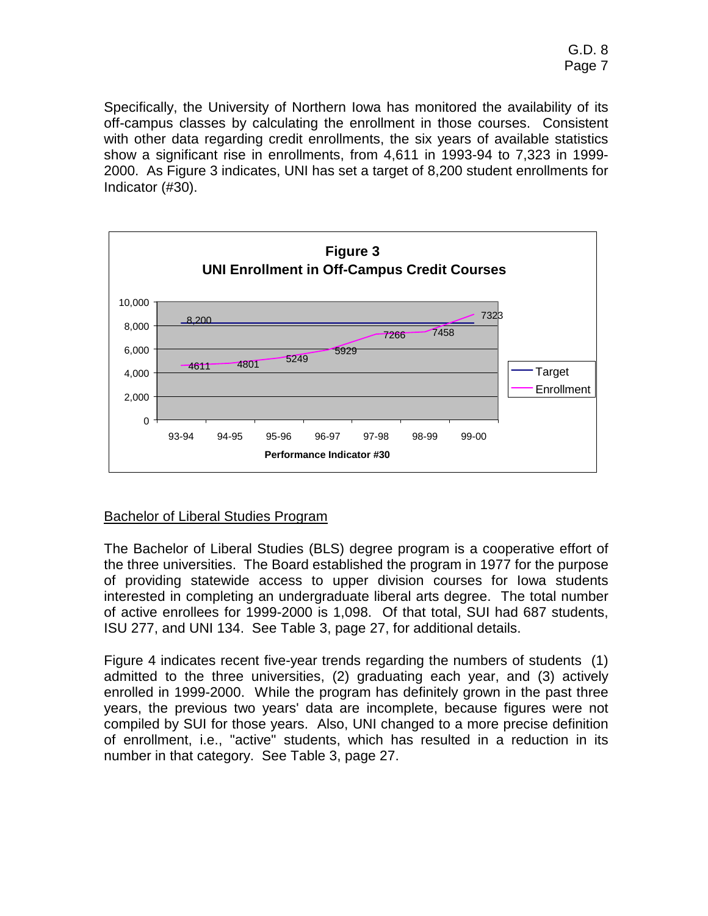Specifically, the University of Northern Iowa has monitored the availability of its off-campus classes by calculating the enrollment in those courses. Consistent with other data regarding credit enrollments, the six years of available statistics show a significant rise in enrollments, from 4,611 in 1993-94 to 7,323 in 1999-2000. As Figure 3 indicates, UNI has set a target of 8,200 student enrollments for Indicator (#30).

**Figure 3**
**UNI Enrollment in Off-Campus Credit Courses**

| Performance Indicator #30 | 93-94 | 94-95 | 95-96 | 96-97 | 97-98 | 98-99 | 99-00 |
|---|---|---|---|---|---|---|---|
| Target | 8,200 | 8,200 | 8,200 | 8,200 | 8,200 | 8,200 | 8,200 |
| Enrollment | 4611 | 4801 | 5249 | 5929 | 7266 | 7458 | 7323 |

## Bachelor of Liberal Studies Program

The Bachelor of Liberal Studies (BLS) degree program is a cooperative effort of the three universities. The Board established the program in 1977 for the purpose of providing statewide access to upper division courses for Iowa students interested in completing an undergraduate liberal arts degree. The total number of active enrollees for 1999-2000 is 1,098. Of that total, SUI had 687 students, ISU 277, and UNI 134. See Table 3, page 27, for additional details.

Figure 4 indicates recent five-year trends regarding the numbers of students (1) admitted to the three universities, (2) graduating each year, and (3) actively enrolled in 1999-2000. While the program has definitely grown in the past three years, the previous two years' data are incomplete, because figures were not compiled by SUI for those years. Also, UNI changed to a more precise definition of enrollment, i.e., "active" students, which has resulted in a reduction in its number in that category. See Table 3, page 27.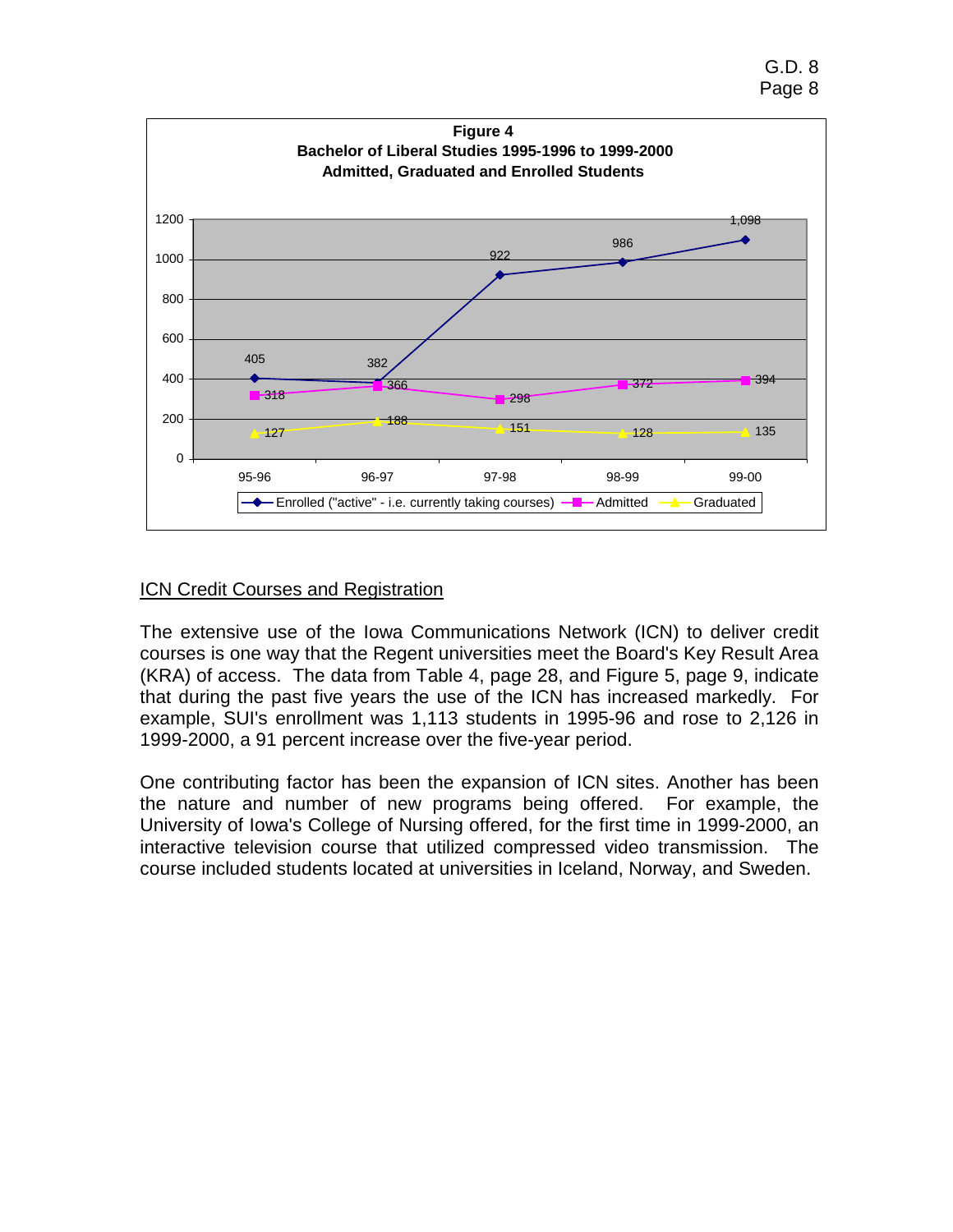**Figure 4**
**Bachelor of Liberal Studies 1995-1996 to 1999-2000**
**Admitted, Graduated and Enrolled Students**

| | 95-96 | 96-97 | 97-98 | 98-99 | 99-00 |
|---|---|---|---|---|---|
| Enrolled ("active" - i.e. currently taking courses) | 405 | 382 | 922 | 986 | 1,098 |
| Admitted | 318 | 366 | 298 | 372 | 394 |
| Graduated | 127 | 188 | 151 | 128 | 135 |

## ICN Credit Courses and Registration

The extensive use of the Iowa Communications Network (ICN) to deliver credit courses is one way that the Regent universities meet the Board's Key Result Area (KRA) of access. The data from Table 4, page 28, and Figure 5, page 9, indicate that during the past five years the use of the ICN has increased markedly. For example, SUI's enrollment was 1,113 students in 1995-96 and rose to 2,126 in 1999-2000, a 91 percent increase over the five-year period.

One contributing factor has been the expansion of ICN sites. Another has been the nature and number of new programs being offered. For example, the University of Iowa's College of Nursing offered, for the first time in 1999-2000, an interactive television course that utilized compressed video transmission. The course included students located at universities in Iceland, Norway, and Sweden.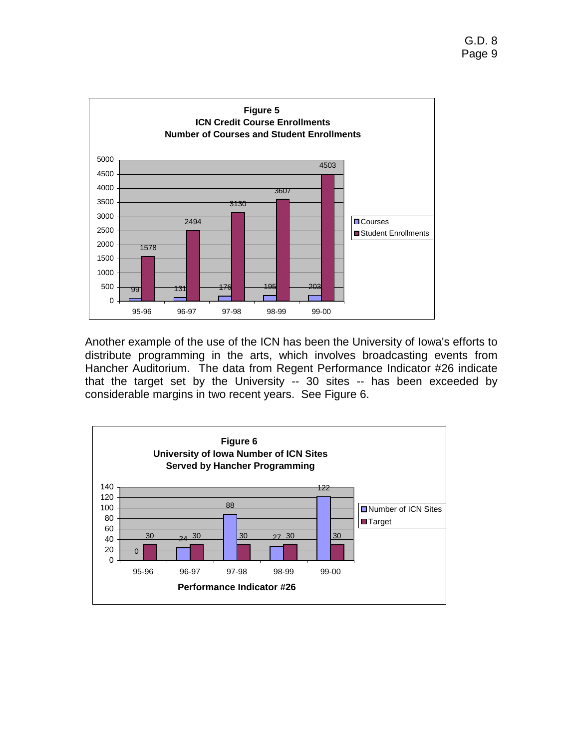**Figure 5**
**ICN Credit Course Enrollments**
**Number of Courses and Student Enrollments**

| Year | Courses | Student Enrollments |
|---|---|---|
| 95-96 | 99 | 1578 |
| 96-97 | 131 | 2494 |
| 97-98 | 176 | 3130 |
| 98-99 | 195 | 3607 |
| 99-00 | 203 | 4503 |

Another example of the use of the ICN has been the University of Iowa's efforts to distribute programming in the arts, which involves broadcasting events from Hancher Auditorium. The data from Regent Performance Indicator #26 indicate that the target set by the University -- 30 sites -- has been exceeded by considerable margins in two recent years. See Figure 6.

**Figure 6**
**University of Iowa Number of ICN Sites**
**Served by Hancher Programming**

| Year | Number of ICN Sites | Target |
|---|---|---|
| 95-96 | 0 | 30 |
| 96-97 | 24 | 30 |
| 97-98 | 88 | 30 |
| 98-99 | 27 | 30 |
| 99-00 | 122 | 30 |

**Performance Indicator #26**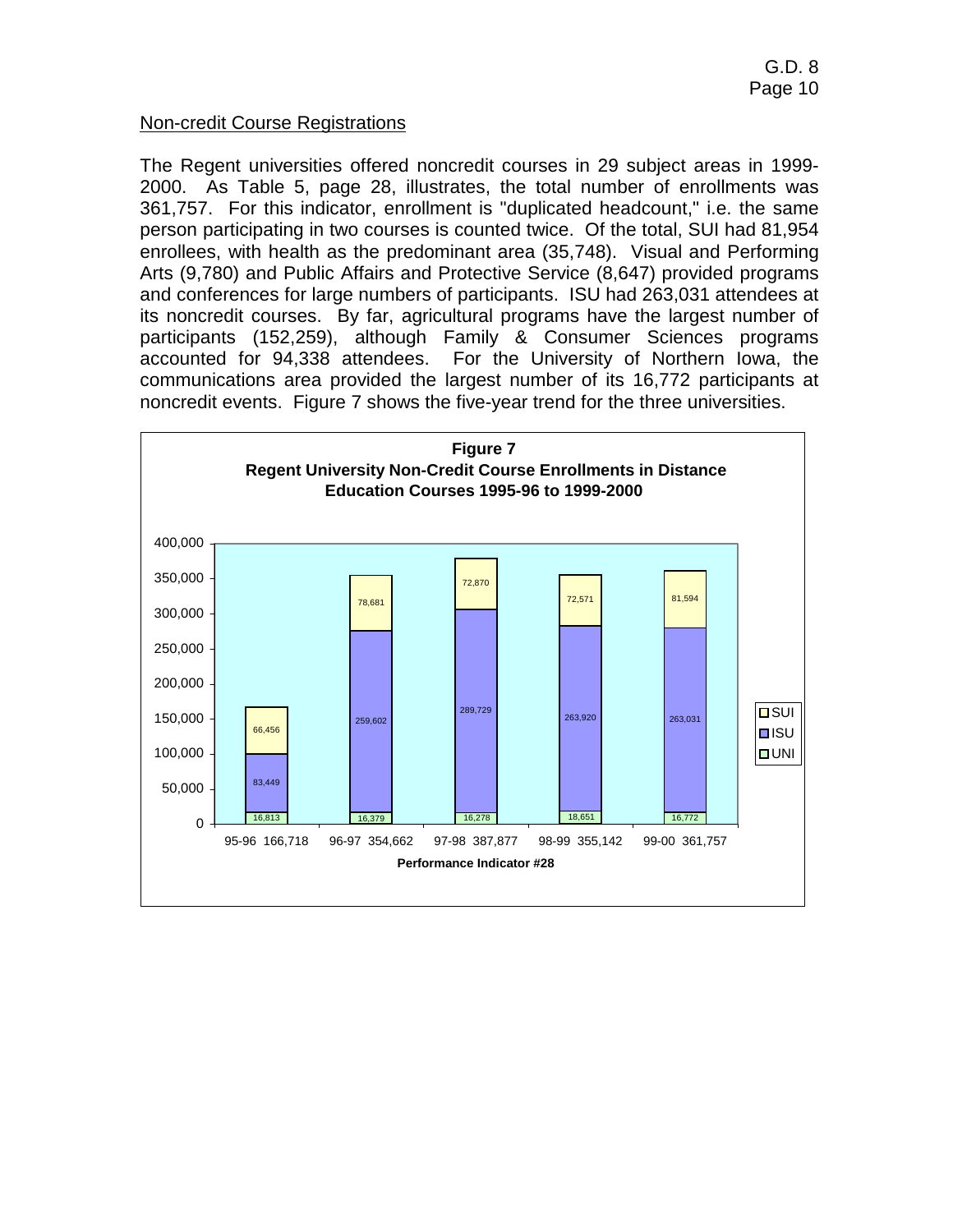## Non-credit Course Registrations

The Regent universities offered noncredit courses in 29 subject areas in 1999-2000. As Table 5, page 28, illustrates, the total number of enrollments was 361,757. For this indicator, enrollment is "duplicated headcount," i.e. the same person participating in two courses is counted twice. Of the total, SUI had 81,954 enrollees, with health as the predominant area (35,748). Visual and Performing Arts (9,780) and Public Affairs and Protective Service (8,647) provided programs and conferences for large numbers of participants. ISU had 263,031 attendees at its noncredit courses. By far, agricultural programs have the largest number of participants (152,259), although Family & Consumer Sciences programs accounted for 94,338 attendees. For the University of Northern Iowa, the communications area provided the largest number of its 16,772 participants at noncredit events. Figure 7 shows the five-year trend for the three universities.

**Figure 7**
**Regent University Non-Credit Course Enrollments in Distance Education Courses 1995-96 to 1999-2000**

| Year | Total | UNI | ISU | SUI |
|---|---|---|---|---|
| 95-96 | 166,718 | 16,813 | 83,449 | 66,456 |
| 96-97 | 354,662 | 16,379 | 259,602 | 78,681 |
| 97-98 | 387,877 | 16,278 | 289,729 | 72,870 |
| 98-99 | 355,142 | 18,651 | 263,920 | 72,571 |
| 99-00 | 361,757 | 16,772 | 263,031 | 81,594 |

**Performance Indicator #28**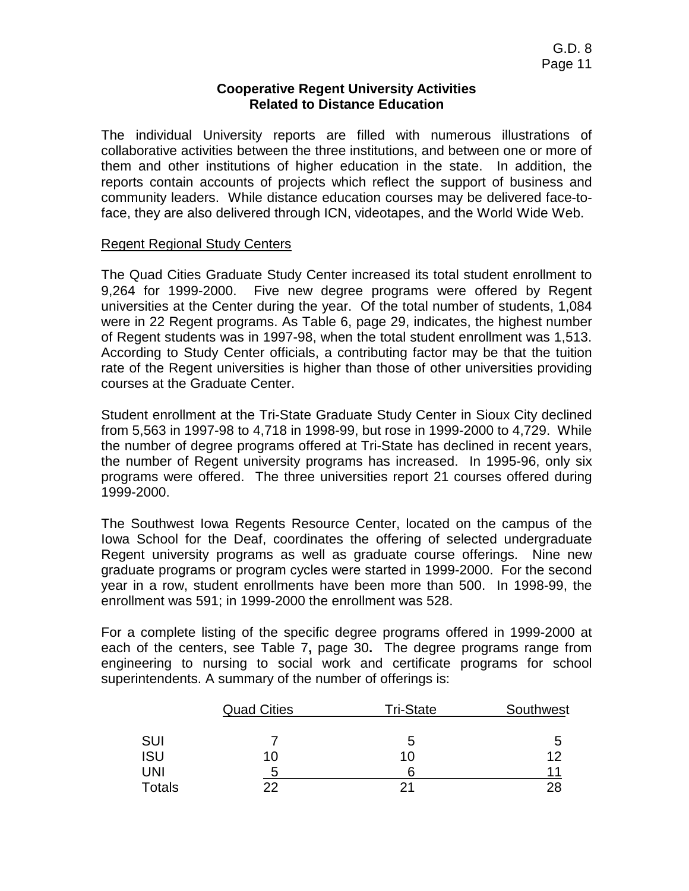## Cooperative Regent University Activities Related to Distance Education

The individual University reports are filled with numerous illustrations of collaborative activities between the three institutions, and between one or more of them and other institutions of higher education in the state. In addition, the reports contain accounts of projects which reflect the support of business and community leaders. While distance education courses may be delivered face-to-face, they are also delivered through ICN, videotapes, and the World Wide Web.

<u>Regent Regional Study Centers</u>

The Quad Cities Graduate Study Center increased its total student enrollment to 9,264 for 1999-2000. Five new degree programs were offered by Regent universities at the Center during the year. Of the total number of students, 1,084 were in 22 Regent programs. As Table 6, page 29, indicates, the highest number of Regent students was in 1997-98, when the total student enrollment was 1,513. According to Study Center officials, a contributing factor may be that the tuition rate of the Regent universities is higher than those of other universities providing courses at the Graduate Center.

Student enrollment at the Tri-State Graduate Study Center in Sioux City declined from 5,563 in 1997-98 to 4,718 in 1998-99, but rose in 1999-2000 to 4,729. While the number of degree programs offered at Tri-State has declined in recent years, the number of Regent university programs has increased. In 1995-96, only six programs were offered. The three universities report 21 courses offered during 1999-2000.

The Southwest Iowa Regents Resource Center, located on the campus of the Iowa School for the Deaf, coordinates the offering of selected undergraduate Regent university programs as well as graduate course offerings. Nine new graduate programs or program cycles were started in 1999-2000. For the second year in a row, student enrollments have been more than 500. In 1998-99, the enrollment was 591; in 1999-2000 the enrollment was 528.

For a complete listing of the specific degree programs offered in 1999-2000 at each of the centers, see Table 7**,** page 30**.** The degree programs range from engineering to nursing to social work and certificate programs for school superintendents. A summary of the number of offerings is:

| | Quad Cities | Tri-State | Southwest |
|---|---|---|---|
| SUI | 7 | 5 | 5 |
| ISU | 10 | 10 | 12 |
| UNI | 5 | 6 | 11 |
| Totals | 22 | 21 | 28 |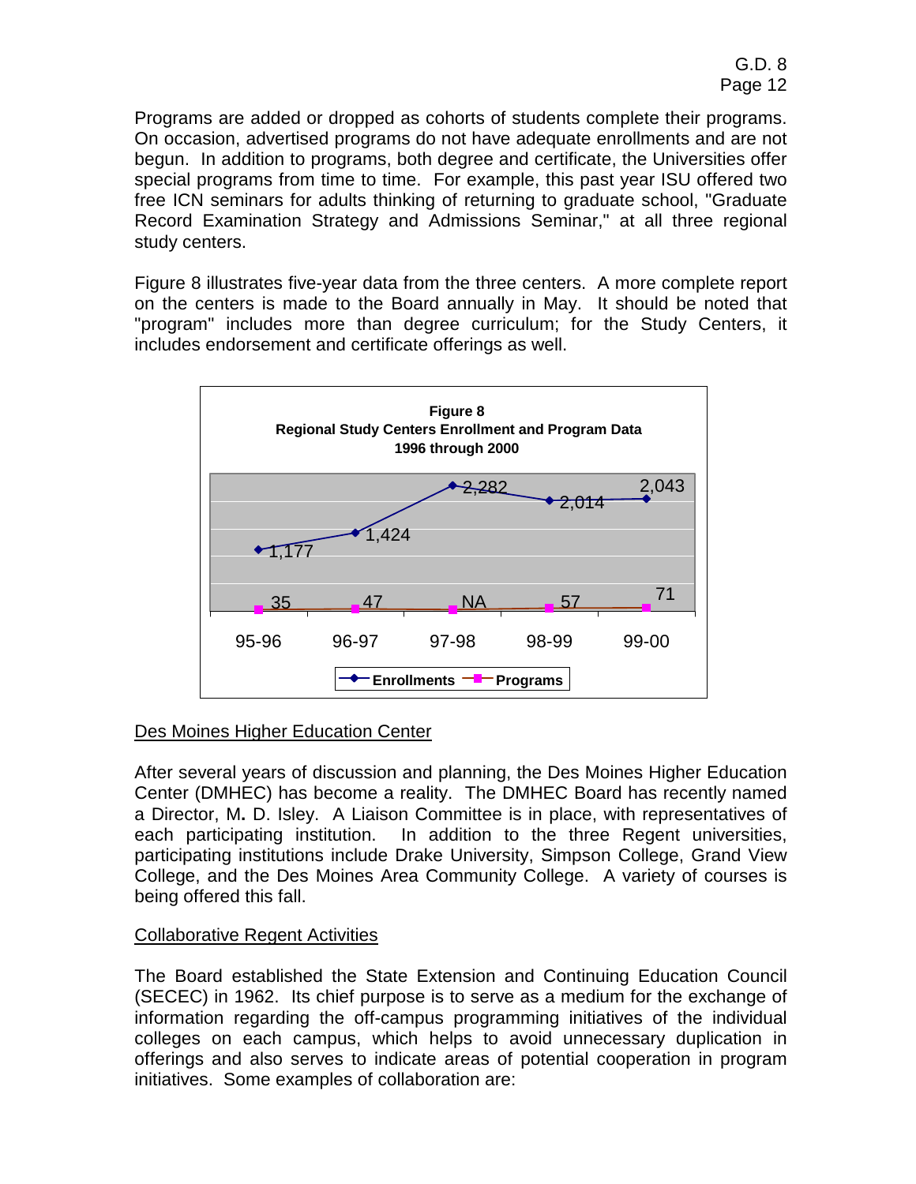Programs are added or dropped as cohorts of students complete their programs. On occasion, advertised programs do not have adequate enrollments and are not begun. In addition to programs, both degree and certificate, the Universities offer special programs from time to time. For example, this past year ISU offered two free ICN seminars for adults thinking of returning to graduate school, "Graduate Record Examination Strategy and Admissions Seminar," at all three regional study centers.

Figure 8 illustrates five-year data from the three centers. A more complete report on the centers is made to the Board annually in May. It should be noted that "program" includes more than degree curriculum; for the Study Centers, it includes endorsement and certificate offerings as well.

**Figure 8**
**Regional Study Centers Enrollment and Program Data**
**1996 through 2000**

| | 95-96 | 96-97 | 97-98 | 98-99 | 99-00 |
|---|---|---|---|---|---|
| Enrollments | 1,177 | 1,424 | 2,282 | 2,014 | 2,043 |
| Programs | 35 | 47 | NA | 57 | 71 |

## Des Moines Higher Education Center

After several years of discussion and planning, the Des Moines Higher Education Center (DMHEC) has become a reality. The DMHEC Board has recently named a Director, M. D. Isley. A Liaison Committee is in place, with representatives of each participating institution. In addition to the three Regent universities, participating institutions include Drake University, Simpson College, Grand View College, and the Des Moines Area Community College. A variety of courses is being offered this fall.

## Collaborative Regent Activities

The Board established the State Extension and Continuing Education Council (SECEC) in 1962. Its chief purpose is to serve as a medium for the exchange of information regarding the off-campus programming initiatives of the individual colleges on each campus, which helps to avoid unnecessary duplication in offerings and also serves to indicate areas of potential cooperation in program initiatives. Some examples of collaboration are: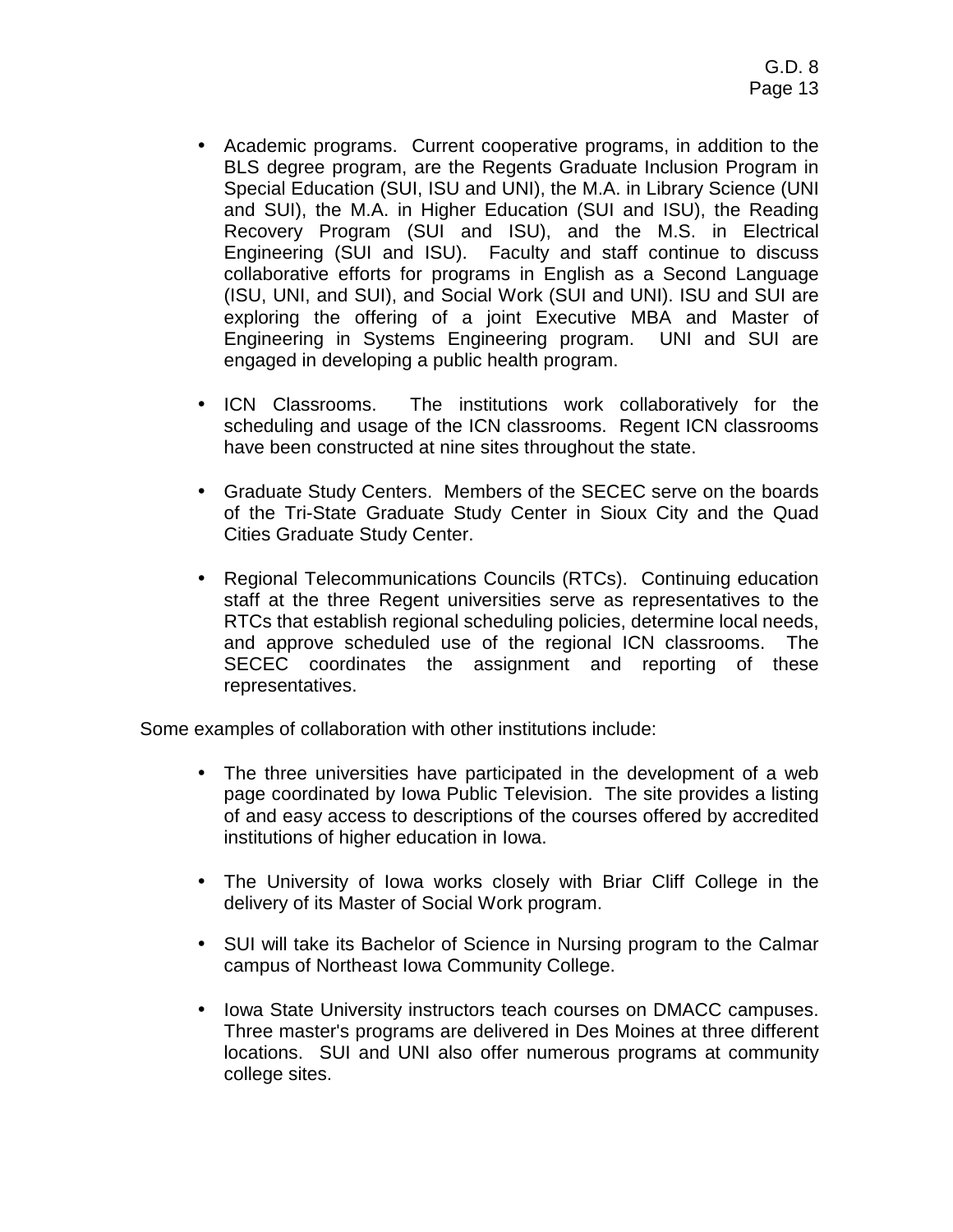- Academic programs. Current cooperative programs, in addition to the BLS degree program, are the Regents Graduate Inclusion Program in Special Education (SUI, ISU and UNI), the M.A. in Library Science (UNI and SUI), the M.A. in Higher Education (SUI and ISU), the Reading Recovery Program (SUI and ISU), and the M.S. in Electrical Engineering (SUI and ISU). Faculty and staff continue to discuss collaborative efforts for programs in English as a Second Language (ISU, UNI, and SUI), and Social Work (SUI and UNI). ISU and SUI are exploring the offering of a joint Executive MBA and Master of Engineering in Systems Engineering program. UNI and SUI are engaged in developing a public health program.

- ICN Classrooms. The institutions work collaboratively for the scheduling and usage of the ICN classrooms. Regent ICN classrooms have been constructed at nine sites throughout the state.

- Graduate Study Centers. Members of the SECEC serve on the boards of the Tri-State Graduate Study Center in Sioux City and the Quad Cities Graduate Study Center.

- Regional Telecommunications Councils (RTCs). Continuing education staff at the three Regent universities serve as representatives to the RTCs that establish regional scheduling policies, determine local needs, and approve scheduled use of the regional ICN classrooms. The SECEC coordinates the assignment and reporting of these representatives.

Some examples of collaboration with other institutions include:

- The three universities have participated in the development of a web page coordinated by Iowa Public Television. The site provides a listing of and easy access to descriptions of the courses offered by accredited institutions of higher education in Iowa.

- The University of Iowa works closely with Briar Cliff College in the delivery of its Master of Social Work program.

- SUI will take its Bachelor of Science in Nursing program to the Calmar campus of Northeast Iowa Community College.

- Iowa State University instructors teach courses on DMACC campuses. Three master's programs are delivered in Des Moines at three different locations. SUI and UNI also offer numerous programs at community college sites.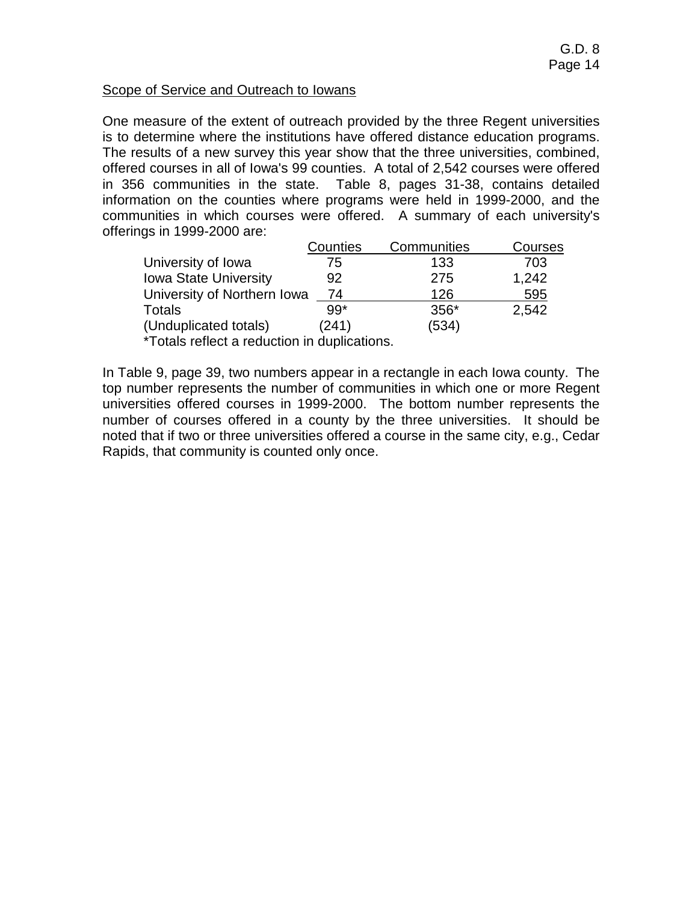## Scope of Service and Outreach to Iowans

One measure of the extent of outreach provided by the three Regent universities is to determine where the institutions have offered distance education programs. The results of a new survey this year show that the three universities, combined, offered courses in all of Iowa's 99 counties. A total of 2,542 courses were offered in 356 communities in the state. Table 8, pages 31-38, contains detailed information on the counties where programs were held in 1999-2000, and the communities in which courses were offered. A summary of each university's offerings in 1999-2000 are:

| | Counties | Communities | Courses |
|---|---|---|---|
| University of Iowa | 75 | 133 | 703 |
| Iowa State University | 92 | 275 | 1,242 |
| University of Northern Iowa | 74 | 126 | 595 |
| Totals | 99* | 356* | 2,542 |
| (Unduplicated totals) | (241) | (534) | |

*Totals reflect a reduction in duplications.

In Table 9, page 39, two numbers appear in a rectangle in each Iowa county. The top number represents the number of communities in which one or more Regent universities offered courses in 1999-2000. The bottom number represents the number of courses offered in a county by the three universities. It should be noted that if two or three universities offered a course in the same city, e.g., Cedar Rapids, that community is counted only once.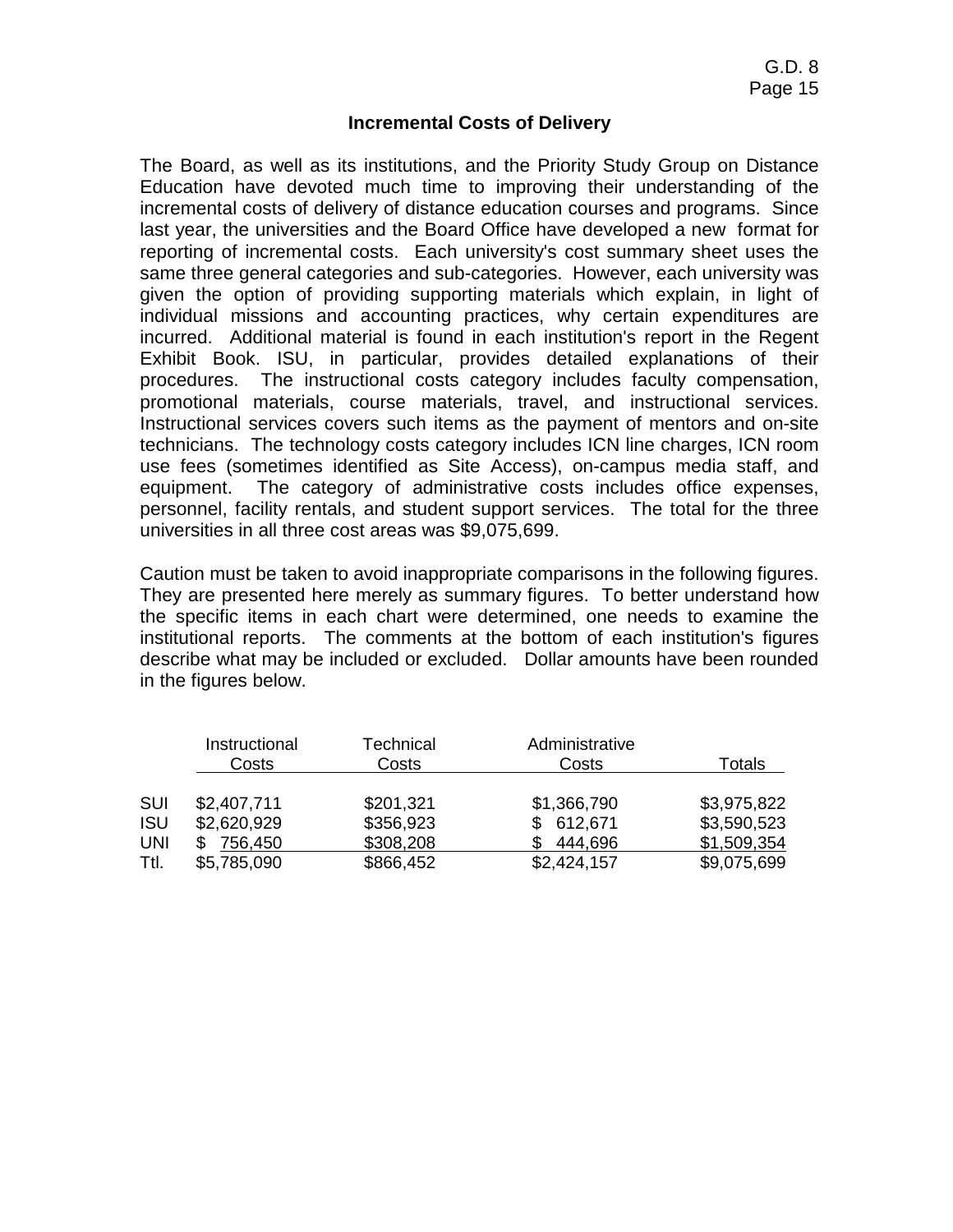## Incremental Costs of Delivery

The Board, as well as its institutions, and the Priority Study Group on Distance Education have devoted much time to improving their understanding of the incremental costs of delivery of distance education courses and programs. Since last year, the universities and the Board Office have developed a new format for reporting of incremental costs. Each university's cost summary sheet uses the same three general categories and sub-categories. However, each university was given the option of providing supporting materials which explain, in light of individual missions and accounting practices, why certain expenditures are incurred. Additional material is found in each institution's report in the Regent Exhibit Book. ISU, in particular, provides detailed explanations of their procedures. The instructional costs category includes faculty compensation, promotional materials, course materials, travel, and instructional services. Instructional services covers such items as the payment of mentors and on-site technicians. The technology costs category includes ICN line charges, ICN room use fees (sometimes identified as Site Access), on-campus media staff, and equipment. The category of administrative costs includes office expenses, personnel, facility rentals, and student support services. The total for the three universities in all three cost areas was $9,075,699.

Caution must be taken to avoid inappropriate comparisons in the following figures. They are presented here merely as summary figures. To better understand how the specific items in each chart were determined, one needs to examine the institutional reports. The comments at the bottom of each institution's figures describe what may be included or excluded. Dollar amounts have been rounded in the figures below.

| | Instructional Costs | Technical Costs | Administrative Costs | Totals |
|---|---|---|---|---|
| SUI | $2,407,711 | $201,321 | $1,366,790 | $3,975,822 |
| ISU | $2,620,929 | $356,923 | $ 612,671 | $3,590,523 |
| UNI | $ 756,450 | $308,208 | $ 444,696 | $1,509,354 |
| Ttl. | $5,785,090 | $866,452 | $2,424,157 | $9,075,699 |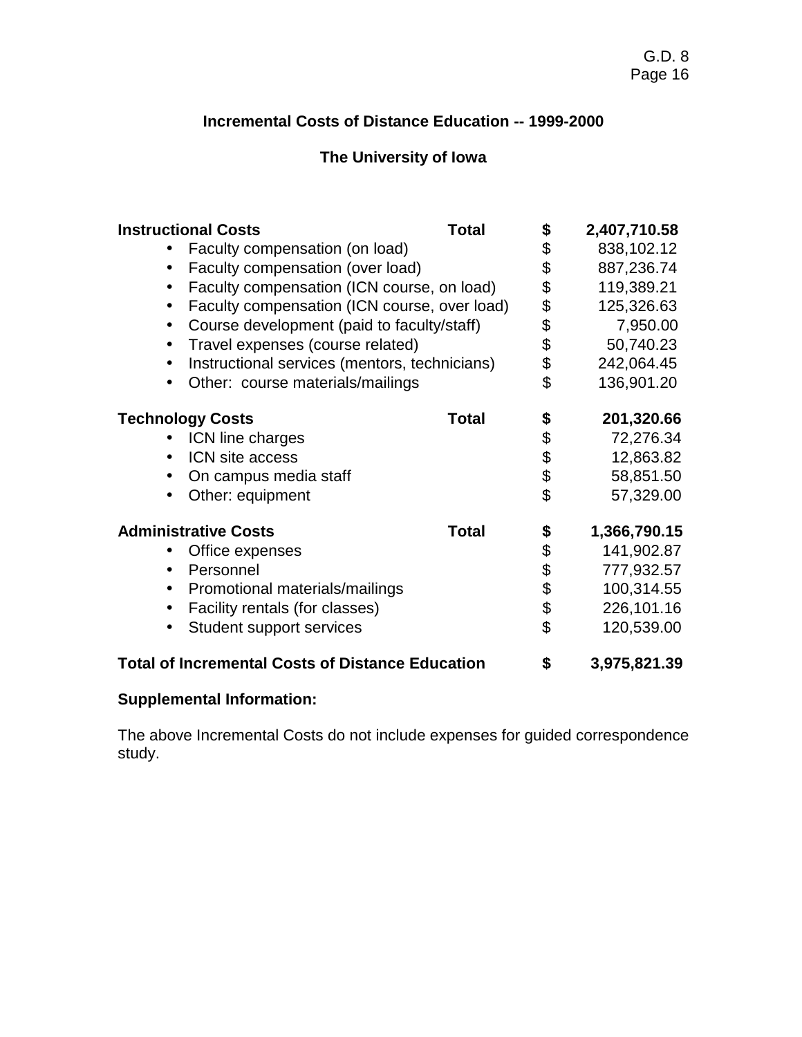## Incremental Costs of Distance Education -- 1999-2000

## The University of Iowa

| | | | |
|---|---|---|---|
| **Instructional Costs** | **Total** | **$** | **2,407,710.58** |
| • Faculty compensation (on load) | | $ | 838,102.12 |
| • Faculty compensation (over load) | | $ | 887,236.74 |
| • Faculty compensation (ICN course, on load) | | $ | 119,389.21 |
| • Faculty compensation (ICN course, over load) | | $ | 125,326.63 |
| • Course development (paid to faculty/staff) | | $ | 7,950.00 |
| • Travel expenses (course related) | | $ | 50,740.23 |
| • Instructional services (mentors, technicians) | | $ | 242,064.45 |
| • Other: course materials/mailings | | $ | 136,901.20 |
| **Technology Costs** | **Total** | **$** | **201,320.66** |
| • ICN line charges | | $ | 72,276.34 |
| • ICN site access | | $ | 12,863.82 |
| • On campus media staff | | $ | 58,851.50 |
| • Other: equipment | | $ | 57,329.00 |
| **Administrative Costs** | **Total** | **$** | **1,366,790.15** |
| • Office expenses | | $ | 141,902.87 |
| • Personnel | | $ | 777,932.57 |
| • Promotional materials/mailings | | $ | 100,314.55 |
| • Facility rentals (for classes) | | $ | 226,101.16 |
| • Student support services | | $ | 120,539.00 |
| **Total of Incremental Costs of Distance Education** | | **$** | **3,975,821.39** |

**Supplemental Information:**

The above Incremental Costs do not include expenses for guided correspondence study.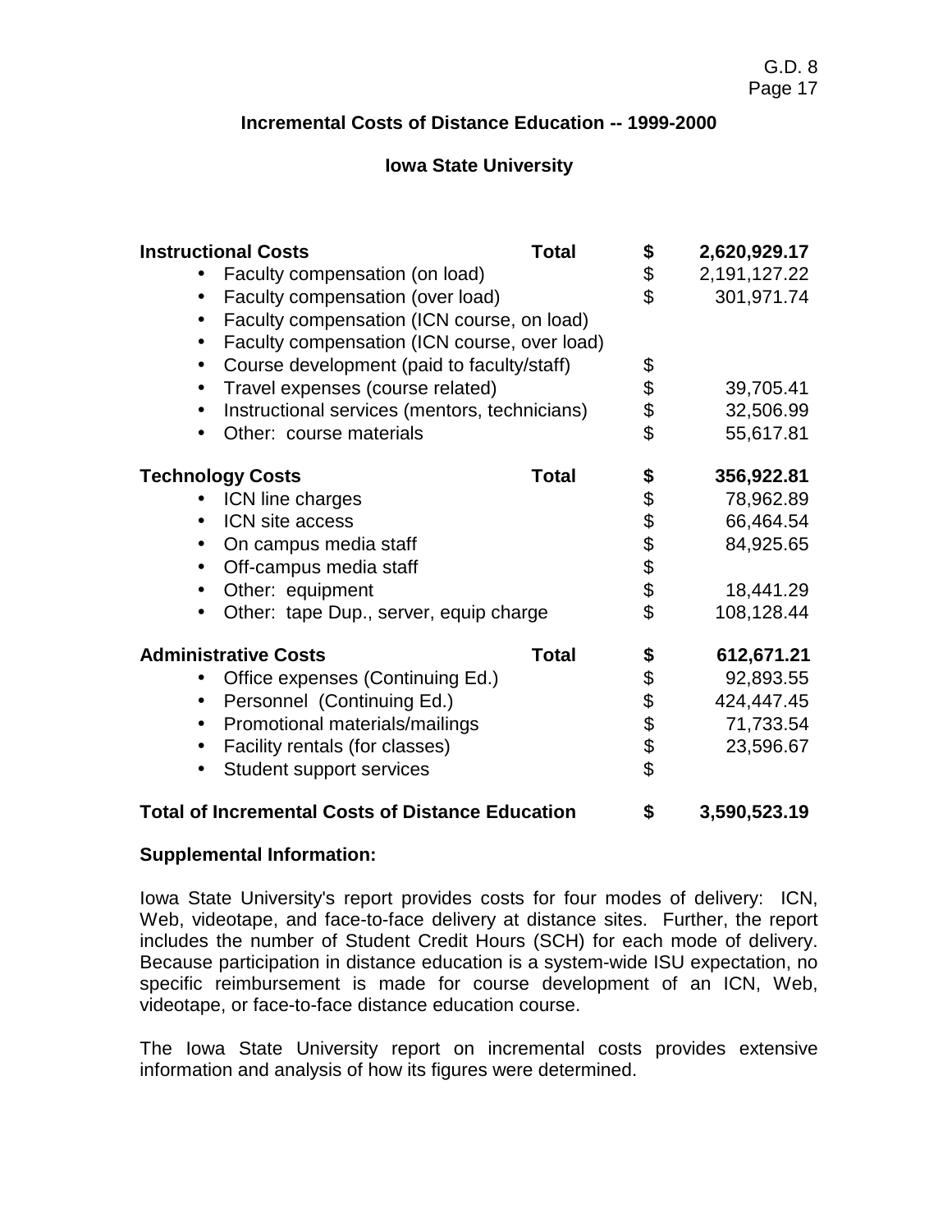### Incremental Costs of Distance Education -- 1999-2000

### Iowa State University

| Item | | | |
|---|---|---|---|
| **Instructional Costs** | **Total** | **$** | **2,620,929.17** |
| • Faculty compensation (on load) | | $ | 2,191,127.22 |
| • Faculty compensation (over load) | | $ | 301,971.74 |
| • Faculty compensation (ICN course, on load) | | | |
| • Faculty compensation (ICN course, over load) | | | |
| • Course development (paid to faculty/staff) | | $ | |
| • Travel expenses (course related) | | $ | 39,705.41 |
| • Instructional services (mentors, technicians) | | $ | 32,506.99 |
| • Other: course materials | | $ | 55,617.81 |
| **Technology Costs** | **Total** | **$** | **356,922.81** |
| • ICN line charges | | $ | 78,962.89 |
| • ICN site access | | $ | 66,464.54 |
| • On campus media staff | | $ | 84,925.65 |
| • Off-campus media staff | | $ | |
| • Other: equipment | | $ | 18,441.29 |
| • Other: tape Dup., server, equip charge | | $ | 108,128.44 |
| **Administrative Costs** | **Total** | **$** | **612,671.21** |
| • Office expenses (Continuing Ed.) | | $ | 92,893.55 |
| • Personnel (Continuing Ed.) | | $ | 424,447.45 |
| • Promotional materials/mailings | | $ | 71,733.54 |
| • Facility rentals (for classes) | | $ | 23,596.67 |
| • Student support services | | $ | |
| **Total of Incremental Costs of Distance Education** | | **$** | **3,590,523.19** |

**Supplemental Information:**

Iowa State University's report provides costs for four modes of delivery: ICN, Web, videotape, and face-to-face delivery at distance sites. Further, the report includes the number of Student Credit Hours (SCH) for each mode of delivery. Because participation in distance education is a system-wide ISU expectation, no specific reimbursement is made for course development of an ICN, Web, videotape, or face-to-face distance education course.

The Iowa State University report on incremental costs provides extensive information and analysis of how its figures were determined.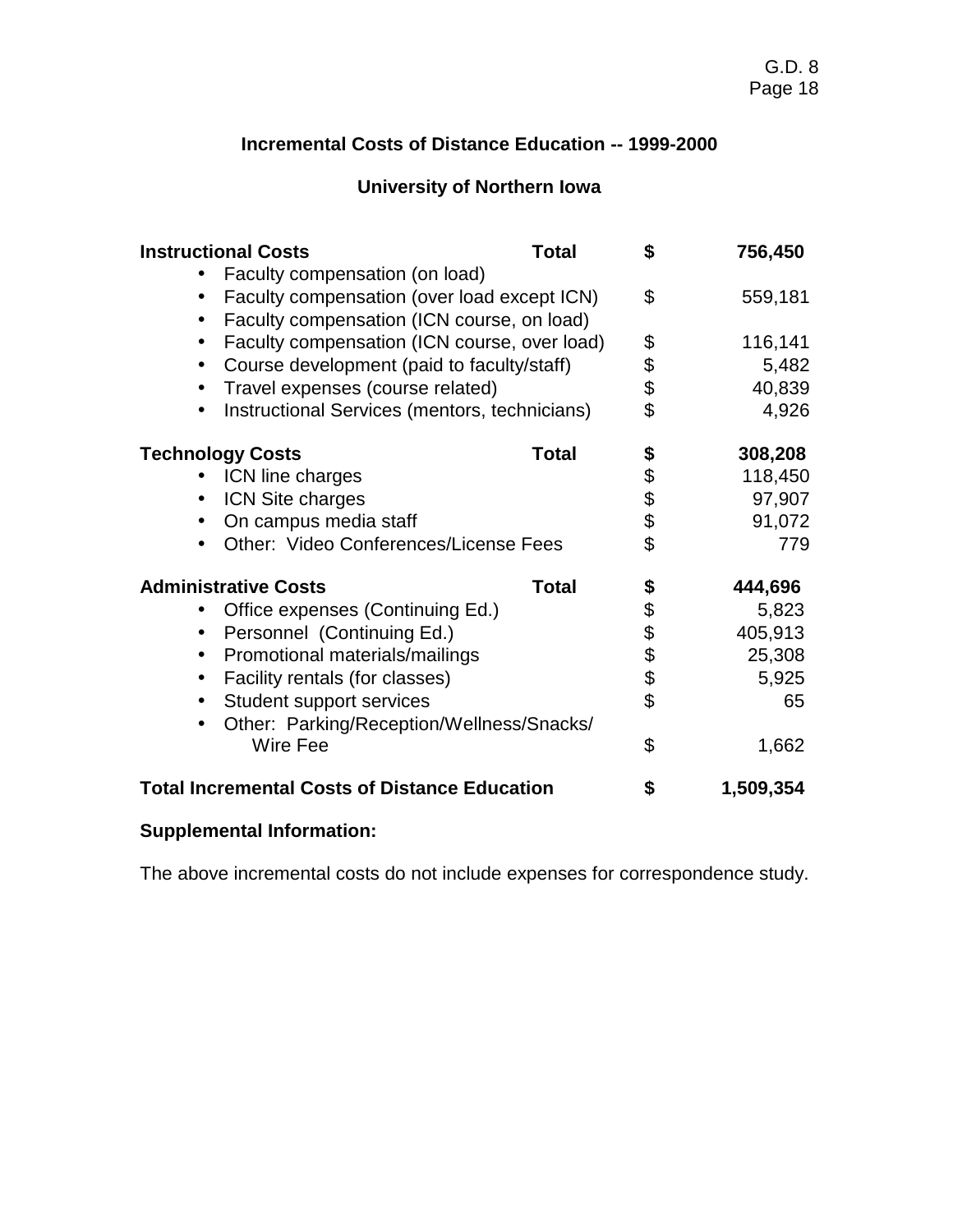## Incremental Costs of Distance Education -- 1999-2000

## University of Northern Iowa

| Item | | Amount |
|---|---|---|
| **Instructional Costs** | **Total** | **$ 756,450** |
| • Faculty compensation (on load) | | |
| • Faculty compensation (over load except ICN) | | $ 559,181 |
| • Faculty compensation (ICN course, on load) | | |
| • Faculty compensation (ICN course, over load) | | $ 116,141 |
| • Course development (paid to faculty/staff) | | $ 5,482 |
| • Travel expenses (course related) | | $ 40,839 |
| • Instructional Services (mentors, technicians) | | $ 4,926 |
| **Technology Costs** | **Total** | **$ 308,208** |
| • ICN line charges | | $ 118,450 |
| • ICN Site charges | | $ 97,907 |
| • On campus media staff | | $ 91,072 |
| • Other: Video Conferences/License Fees | | $ 779 |
| **Administrative Costs** | **Total** | **$ 444,696** |
| • Office expenses (Continuing Ed.) | | $ 5,823 |
| • Personnel (Continuing Ed.) | | $ 405,913 |
| • Promotional materials/mailings | | $ 25,308 |
| • Facility rentals (for classes) | | $ 5,925 |
| • Student support services | | $ 65 |
| • Other: Parking/Reception/Wellness/Snacks/ Wire Fee | | $ 1,662 |
| **Total Incremental Costs of Distance Education** | | **$ 1,509,354** |

**Supplemental Information:**

The above incremental costs do not include expenses for correspondence study.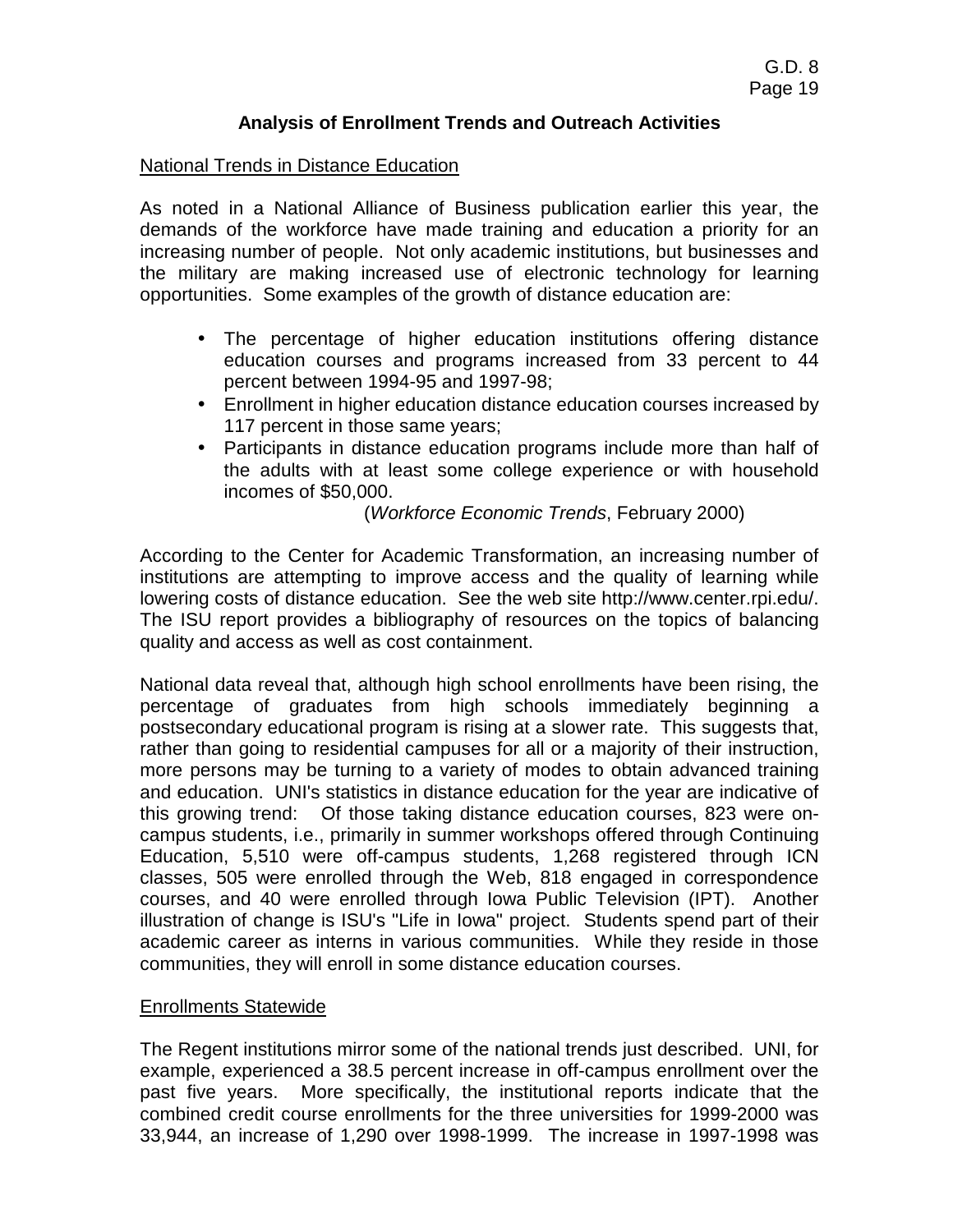## Analysis of Enrollment Trends and Outreach Activities

### National Trends in Distance Education

As noted in a National Alliance of Business publication earlier this year, the demands of the workforce have made training and education a priority for an increasing number of people. Not only academic institutions, but businesses and the military are making increased use of electronic technology for learning opportunities. Some examples of the growth of distance education are:

- The percentage of higher education institutions offering distance education courses and programs increased from 33 percent to 44 percent between 1994-95 and 1997-98;
- Enrollment in higher education distance education courses increased by 117 percent in those same years;
- Participants in distance education programs include more than half of the adults with at least some college experience or with household incomes of $50,000.

(*Workforce Economic Trends*, February 2000)

According to the Center for Academic Transformation, an increasing number of institutions are attempting to improve access and the quality of learning while lowering costs of distance education. See the web site http://www.center.rpi.edu/. The ISU report provides a bibliography of resources on the topics of balancing quality and access as well as cost containment.

National data reveal that, although high school enrollments have been rising, the percentage of graduates from high schools immediately beginning a postsecondary educational program is rising at a slower rate. This suggests that, rather than going to residential campuses for all or a majority of their instruction, more persons may be turning to a variety of modes to obtain advanced training and education. UNI's statistics in distance education for the year are indicative of this growing trend: Of those taking distance education courses, 823 were on-campus students, i.e., primarily in summer workshops offered through Continuing Education, 5,510 were off-campus students, 1,268 registered through ICN classes, 505 were enrolled through the Web, 818 engaged in correspondence courses, and 40 were enrolled through Iowa Public Television (IPT). Another illustration of change is ISU's "Life in Iowa" project. Students spend part of their academic career as interns in various communities. While they reside in those communities, they will enroll in some distance education courses.

### Enrollments Statewide

The Regent institutions mirror some of the national trends just described. UNI, for example, experienced a 38.5 percent increase in off-campus enrollment over the past five years. More specifically, the institutional reports indicate that the combined credit course enrollments for the three universities for 1999-2000 was 33,944, an increase of 1,290 over 1998-1999. The increase in 1997-1998 was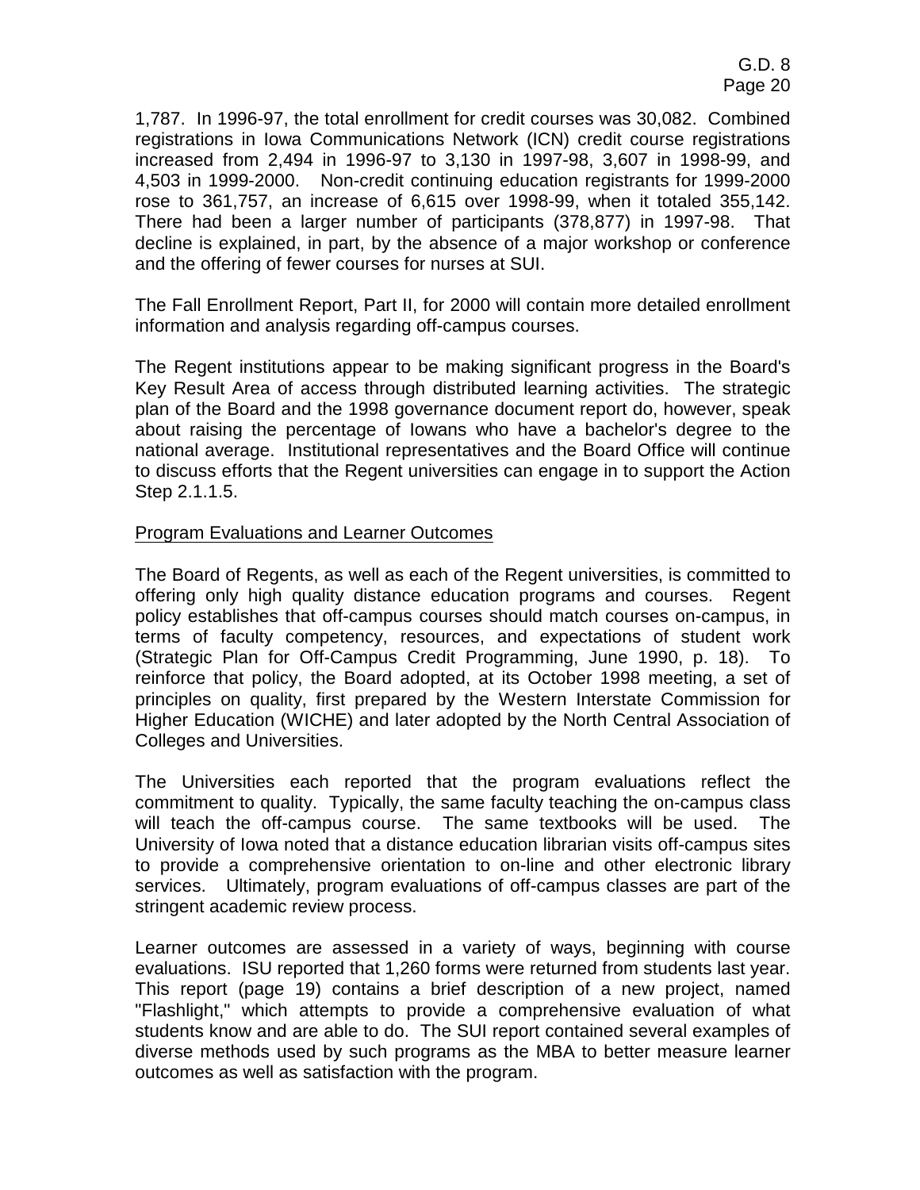1,787. In 1996-97, the total enrollment for credit courses was 30,082. Combined registrations in Iowa Communications Network (ICN) credit course registrations increased from 2,494 in 1996-97 to 3,130 in 1997-98, 3,607 in 1998-99, and 4,503 in 1999-2000. Non-credit continuing education registrants for 1999-2000 rose to 361,757, an increase of 6,615 over 1998-99, when it totaled 355,142. There had been a larger number of participants (378,877) in 1997-98. That decline is explained, in part, by the absence of a major workshop or conference and the offering of fewer courses for nurses at SUI.

The Fall Enrollment Report, Part II, for 2000 will contain more detailed enrollment information and analysis regarding off-campus courses.

The Regent institutions appear to be making significant progress in the Board's Key Result Area of access through distributed learning activities. The strategic plan of the Board and the 1998 governance document report do, however, speak about raising the percentage of Iowans who have a bachelor's degree to the national average. Institutional representatives and the Board Office will continue to discuss efforts that the Regent universities can engage in to support the Action Step 2.1.1.5.

Program Evaluations and Learner Outcomes

The Board of Regents, as well as each of the Regent universities, is committed to offering only high quality distance education programs and courses. Regent policy establishes that off-campus courses should match courses on-campus, in terms of faculty competency, resources, and expectations of student work (Strategic Plan for Off-Campus Credit Programming, June 1990, p. 18). To reinforce that policy, the Board adopted, at its October 1998 meeting, a set of principles on quality, first prepared by the Western Interstate Commission for Higher Education (WICHE) and later adopted by the North Central Association of Colleges and Universities.

The Universities each reported that the program evaluations reflect the commitment to quality. Typically, the same faculty teaching the on-campus class will teach the off-campus course. The same textbooks will be used. The University of Iowa noted that a distance education librarian visits off-campus sites to provide a comprehensive orientation to on-line and other electronic library services. Ultimately, program evaluations of off-campus classes are part of the stringent academic review process.

Learner outcomes are assessed in a variety of ways, beginning with course evaluations. ISU reported that 1,260 forms were returned from students last year. This report (page 19) contains a brief description of a new project, named "Flashlight," which attempts to provide a comprehensive evaluation of what students know and are able to do. The SUI report contained several examples of diverse methods used by such programs as the MBA to better measure learner outcomes as well as satisfaction with the program.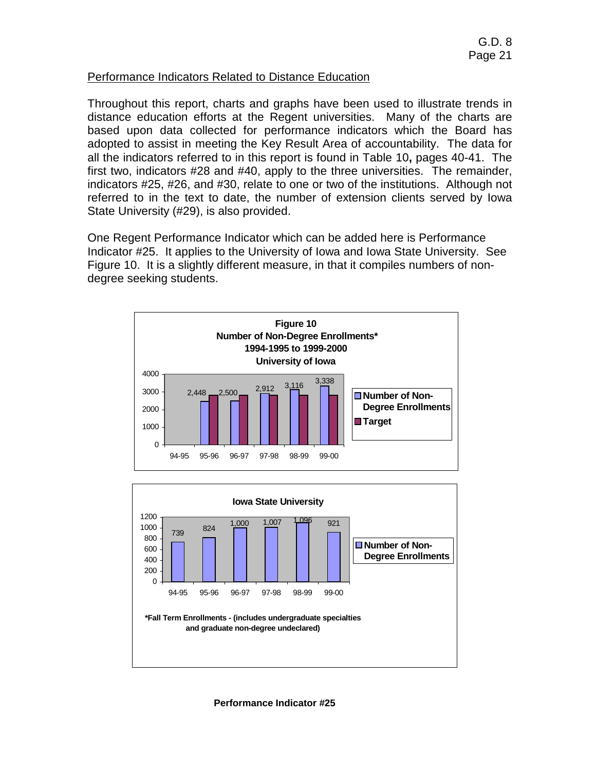## Performance Indicators Related to Distance Education

Throughout this report, charts and graphs have been used to illustrate trends in distance education efforts at the Regent universities. Many of the charts are based upon data collected for performance indicators which the Board has adopted to assist in meeting the Key Result Area of accountability. The data for all the indicators referred to in this report is found in Table 10**,** pages 40-41. The first two, indicators #28 and #40, apply to the three universities. The remainder, indicators #25, #26, and #30, relate to one or two of the institutions. Although not referred to in the text to date, the number of extension clients served by Iowa State University (#29), is also provided.

One Regent Performance Indicator which can be added here is Performance Indicator #25. It applies to the University of Iowa and Iowa State University. See Figure 10. It is a slightly different measure, in that it compiles numbers of non-degree seeking students.

**Figure 10**
**Number of Non-Degree Enrollments***
**1994-1995 to 1999-2000**
**University of Iowa**

| Year | Number of Non-Degree Enrollments | Target |
|---|---|---|
| 94-95 | | |
| 95-96 | 2,448 | |
| 96-97 | 2,500 | |
| 97-98 | 2,912 | |
| 98-99 | 3,116 | |
| 99-00 | 3,338 | |

**Iowa State University**

| Year | Number of Non-Degree Enrollments |
|---|---|
| 94-95 | 739 |
| 95-96 | 824 |
| 96-97 | 1,000 |
| 97-98 | 1,007 |
| 98-99 | 1,096 |
| 99-00 | 921 |

***Fall Term Enrollments - (includes undergraduate specialties and graduate non-degree undeclared)**

**Performance Indicator #25**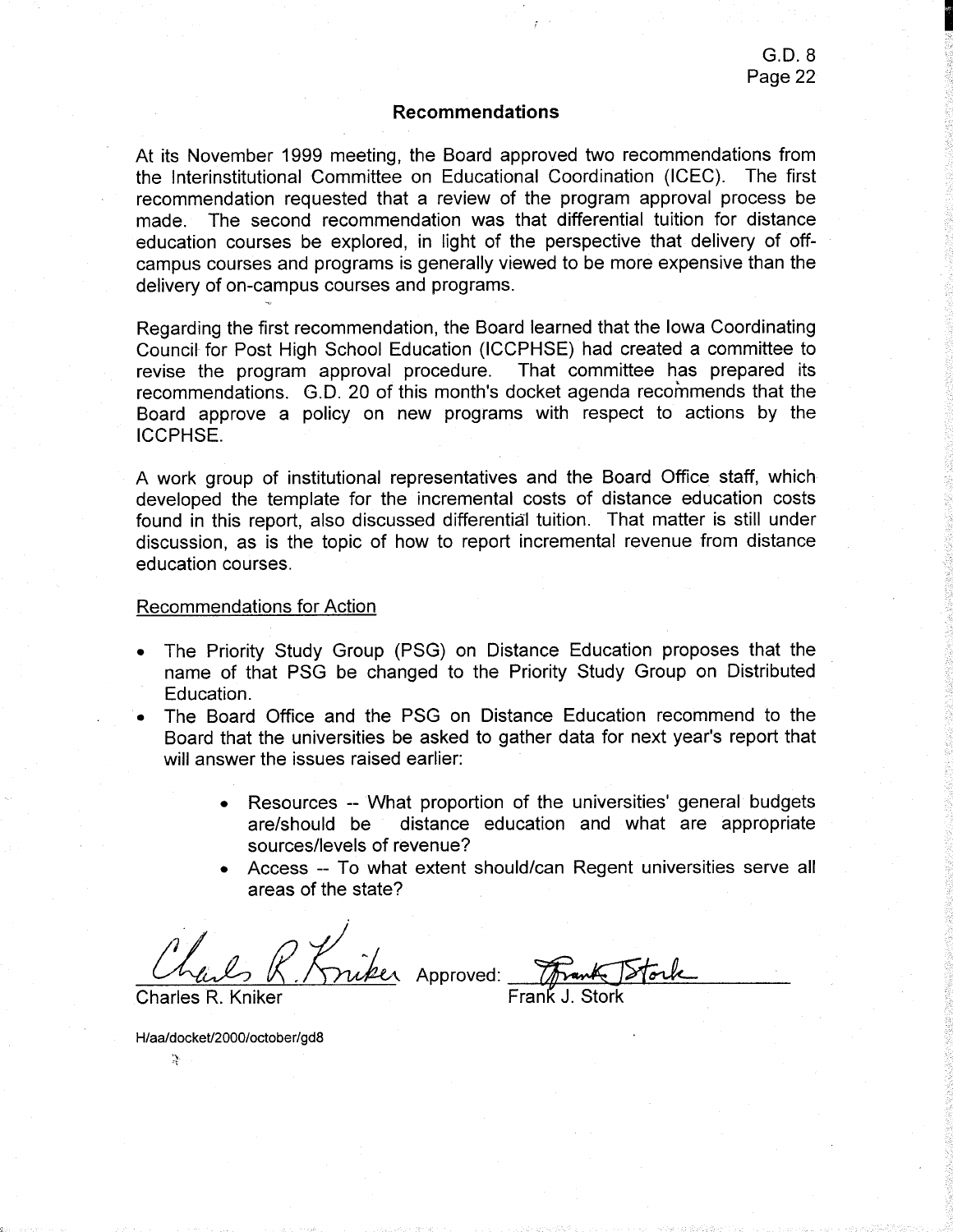## Recommendations

At its November 1999 meeting, the Board approved two recommendations from the Interinstitutional Committee on Educational Coordination (ICEC). The first recommendation requested that a review of the program approval process be made. The second recommendation was that differential tuition for distance education courses be explored, in light of the perspective that delivery of off-campus courses and programs is generally viewed to be more expensive than the delivery of on-campus courses and programs.

Regarding the first recommendation, the Board learned that the Iowa Coordinating Council for Post High School Education (ICCPHSE) had created a committee to revise the program approval procedure. That committee has prepared its recommendations. G.D. 20 of this month's docket agenda recommends that the Board approve a policy on new programs with respect to actions by the ICCPHSE.

A work group of institutional representatives and the Board Office staff, which developed the template for the incremental costs of distance education costs found in this report, also discussed differential tuition. That matter is still under discussion, as is the topic of how to report incremental revenue from distance education courses.

Recommendations for Action

- The Priority Study Group (PSG) on Distance Education proposes that the name of that PSG be changed to the Priority Study Group on Distributed Education.
- The Board Office and the PSG on Distance Education recommend to the Board that the universities be asked to gather data for next year's report that will answer the issues raised earlier:
  - Resources -- What proportion of the universities' general budgets are/should be distance education and what are appropriate sources/levels of revenue?
  - Access -- To what extent should/can Regent universities serve all areas of the state?

Charles R. Kniker        Approved: Frank J. Stork

H/aa/docket/2000/october/gd8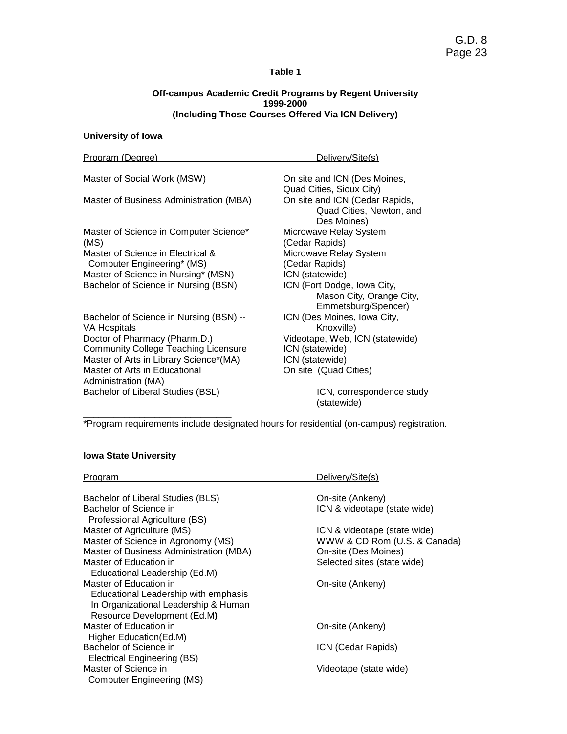**Table 1**

**Off-campus Academic Credit Programs by Regent University 1999-2000 (Including Those Courses Offered Via ICN Delivery)**

**University of Iowa**

| Program (Degree) | Delivery/Site(s) |
|---|---|
| Master of Social Work (MSW) | On site and ICN (Des Moines, Quad Cities, Sioux City) |
| Master of Business Administration (MBA) | On site and ICN (Cedar Rapids, Quad Cities, Newton, and Des Moines) |
| Master of Science in Computer Science* (MS) | Microwave Relay System (Cedar Rapids) |
| Master of Science in Electrical & Computer Engineering* (MS) | Microwave Relay System (Cedar Rapids) |
| Master of Science in Nursing* (MSN) | ICN (statewide) |
| Bachelor of Science in Nursing (BSN) | ICN (Fort Dodge, Iowa City, Mason City, Orange City, Emmetsburg/Spencer) |
| Bachelor of Science in Nursing (BSN) -- VA Hospitals | ICN (Des Moines, Iowa City, Knoxville) |
| Doctor of Pharmacy (Pharm.D.) | Videotape, Web, ICN (statewide) |
| Community College Teaching Licensure | ICN (statewide) |
| Master of Arts in Library Science*(MA) | ICN (statewide) |
| Master of Arts in Educational Administration (MA) | On site (Quad Cities) |
| Bachelor of Liberal Studies (BSL) | ICN, correspondence study (statewide) |

*Program requirements include designated hours for residential (on-campus) registration.

**Iowa State University**

| Program | Delivery/Site(s) |
|---|---|
| Bachelor of Liberal Studies (BLS) | On-site (Ankeny) |
| Bachelor of Science in Professional Agriculture (BS) | ICN & videotape (state wide) |
| Master of Agriculture (MS) | ICN & videotape (state wide) |
| Master of Science in Agronomy (MS) | WWW & CD Rom (U.S. & Canada) |
| Master of Business Administration (MBA) | On-site (Des Moines) |
| Master of Education in Educational Leadership (Ed.M) | Selected sites (state wide) |
| Master of Education in Educational Leadership with emphasis In Organizational Leadership & Human Resource Development (Ed.M**)** | On-site (Ankeny) |
| Master of Education in Higher Education(Ed.M) | On-site (Ankeny) |
| Bachelor of Science in Electrical Engineering (BS) | ICN (Cedar Rapids) |
| Master of Science in Computer Engineering (MS) | Videotape (state wide) |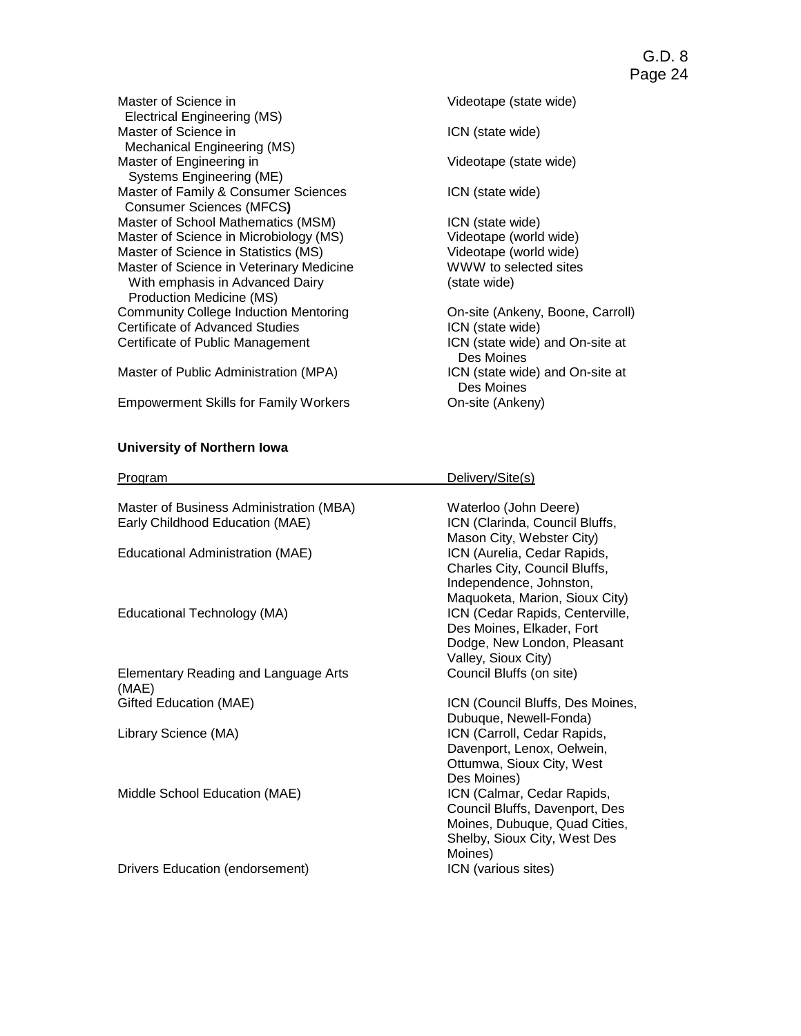| Program | Delivery/Site(s) |
|---|---|
| Master of Science in Electrical Engineering (MS) | Videotape (state wide) |
| Master of Science in Mechanical Engineering (MS) | ICN (state wide) |
| Master of Engineering in Systems Engineering (ME) | Videotape (state wide) |
| Master of Family & Consumer Sciences Consumer Sciences (MFCS**)** | ICN (state wide) |
| Master of School Mathematics (MSM) | ICN (state wide) |
| Master of Science in Microbiology (MS) | Videotape (world wide) |
| Master of Science in Statistics (MS) | Videotape (world wide) |
| Master of Science in Veterinary Medicine With emphasis in Advanced Dairy Production Medicine (MS) | WWW to selected sites (state wide) |
| Community College Induction Mentoring | On-site (Ankeny, Boone, Carroll) |
| Certificate of Advanced Studies | ICN (state wide) |
| Certificate of Public Management | ICN (state wide) and On-site at Des Moines |
| Master of Public Administration (MPA) | ICN (state wide) and On-site at Des Moines |
| Empowerment Skills for Family Workers | On-site (Ankeny) |

**University of Northern Iowa**

| Program | Delivery/Site(s) |
|---|---|
| Master of Business Administration (MBA) | Waterloo (John Deere) |
| Early Childhood Education (MAE) | ICN (Clarinda, Council Bluffs, Mason City, Webster City) |
| Educational Administration (MAE) | ICN (Aurelia, Cedar Rapids, Charles City, Council Bluffs, Independence, Johnston, Maquoketa, Marion, Sioux City) |
| Educational Technology (MA) | ICN (Cedar Rapids, Centerville, Des Moines, Elkader, Fort Dodge, New London, Pleasant Valley, Sioux City) |
| Elementary Reading and Language Arts (MAE) | Council Bluffs (on site) |
| Gifted Education (MAE) | ICN (Council Bluffs, Des Moines, Dubuque, Newell-Fonda) |
| Library Science (MA) | ICN (Carroll, Cedar Rapids, Davenport, Lenox, Oelwein, Ottumwa, Sioux City, West Des Moines) |
| Middle School Education (MAE) | ICN (Calmar, Cedar Rapids, Council Bluffs, Davenport, Des Moines, Dubuque, Quad Cities, Shelby, Sioux City, West Des Moines) |
| Drivers Education (endorsement) | ICN (various sites) |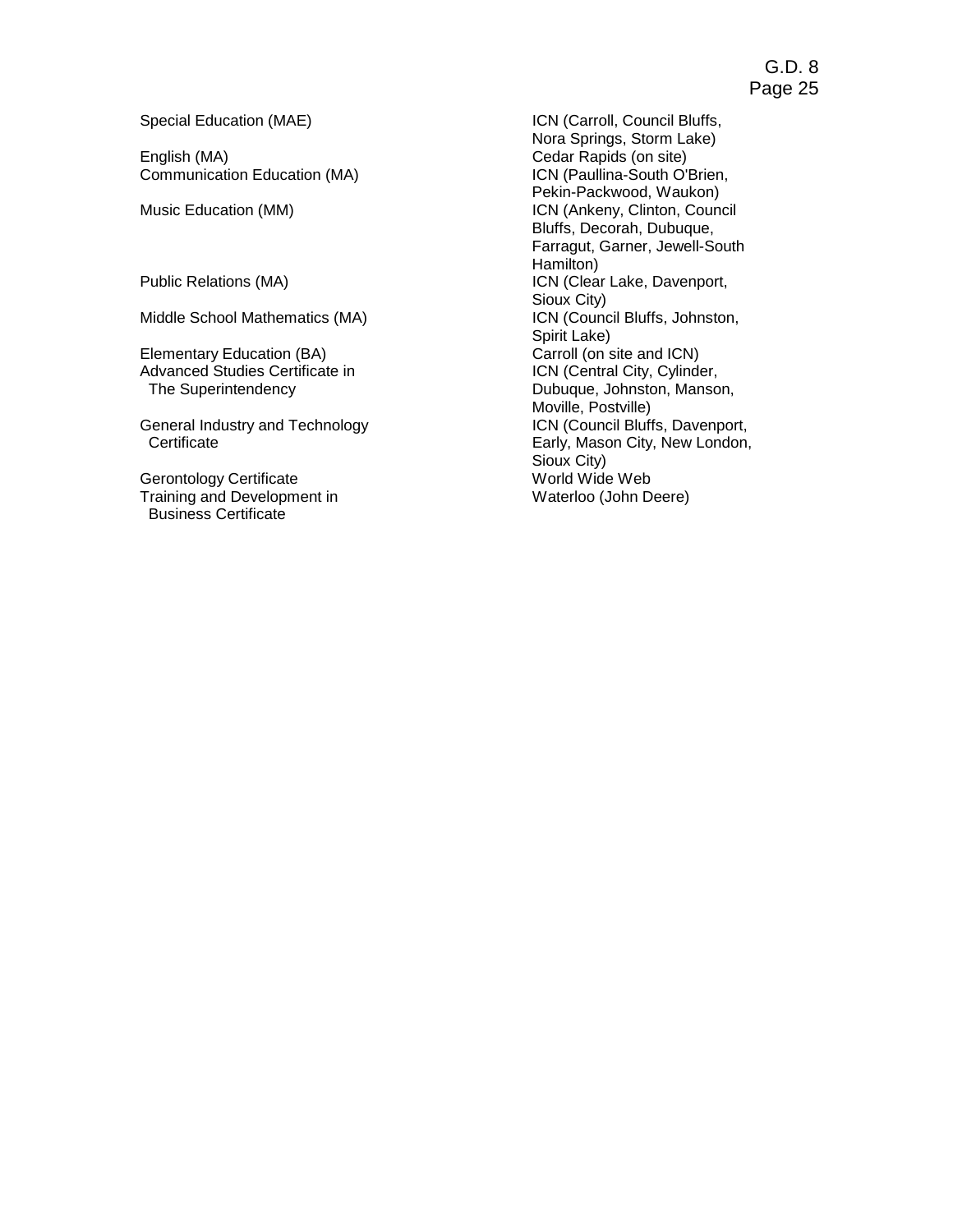| Program | Location |
|---|---|
| Special Education (MAE) | ICN (Carroll, Council Bluffs, Nora Springs, Storm Lake) |
| English (MA) | Cedar Rapids (on site) |
| Communication Education (MA) | ICN (Paullina-South O'Brien, Pekin-Packwood, Waukon) |
| Music Education (MM) | ICN (Ankeny, Clinton, Council Bluffs, Decorah, Dubuque, Farragut, Garner, Jewell-South Hamilton) |
| Public Relations (MA) | ICN (Clear Lake, Davenport, Sioux City) |
| Middle School Mathematics (MA) | ICN (Council Bluffs, Johnston, Spirit Lake) |
| Elementary Education (BA) | Carroll (on site and ICN) |
| Advanced Studies Certificate in The Superintendency | ICN (Central City, Cylinder, Dubuque, Johnston, Manson, Moville, Postville) |
| General Industry and Technology Certificate | ICN (Council Bluffs, Davenport, Early, Mason City, New London, Sioux City) |
| Gerontology Certificate | World Wide Web |
| Training and Development in Business Certificate | Waterloo (John Deere) |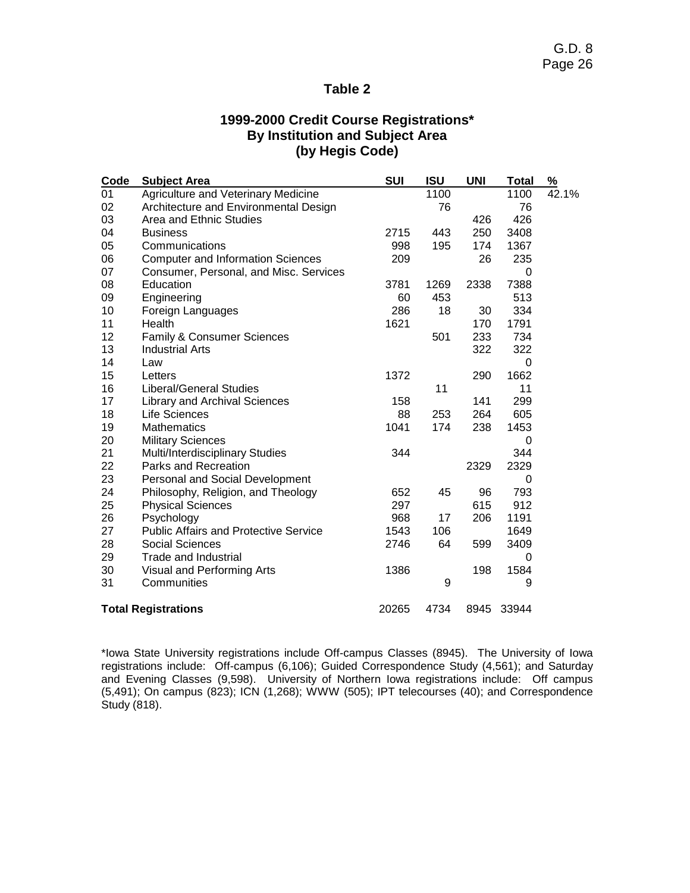## Table 2

### 1999-2000 Credit Course Registrations*
### By Institution and Subject Area
### (by Hegis Code)

| Code | Subject Area | SUI | ISU | UNI | Total | % |
|---|---|---|---|---|---|---|
| 01 | Agriculture and Veterinary Medicine | | 1100 | | 1100 | 42.1% |
| 02 | Architecture and Environmental Design | | 76 | | 76 | |
| 03 | Area and Ethnic Studies | | | 426 | 426 | |
| 04 | Business | 2715 | 443 | 250 | 3408 | |
| 05 | Communications | 998 | 195 | 174 | 1367 | |
| 06 | Computer and Information Sciences | 209 | | 26 | 235 | |
| 07 | Consumer, Personal, and Misc. Services | | | | 0 | |
| 08 | Education | 3781 | 1269 | 2338 | 7388 | |
| 09 | Engineering | 60 | 453 | | 513 | |
| 10 | Foreign Languages | 286 | 18 | 30 | 334 | |
| 11 | Health | 1621 | | 170 | 1791 | |
| 12 | Family & Consumer Sciences | | 501 | 233 | 734 | |
| 13 | Industrial Arts | | | 322 | 322 | |
| 14 | Law | | | | 0 | |
| 15 | Letters | 1372 | | 290 | 1662 | |
| 16 | Liberal/General Studies | | 11 | | 11 | |
| 17 | Library and Archival Sciences | 158 | | 141 | 299 | |
| 18 | Life Sciences | 88 | 253 | 264 | 605 | |
| 19 | Mathematics | 1041 | 174 | 238 | 1453 | |
| 20 | Military Sciences | | | | 0 | |
| 21 | Multi/Interdisciplinary Studies | 344 | | | 344 | |
| 22 | Parks and Recreation | | | 2329 | 2329 | |
| 23 | Personal and Social Development | | | | 0 | |
| 24 | Philosophy, Religion, and Theology | 652 | 45 | 96 | 793 | |
| 25 | Physical Sciences | 297 | | 615 | 912 | |
| 26 | Psychology | 968 | 17 | 206 | 1191 | |
| 27 | Public Affairs and Protective Service | 1543 | 106 | | 1649 | |
| 28 | Social Sciences | 2746 | 64 | 599 | 3409 | |
| 29 | Trade and Industrial | | | | 0 | |
| 30 | Visual and Performing Arts | 1386 | | 198 | 1584 | |
| 31 | Communities | | 9 | | 9 | |
| **Total Registrations** | | 20265 | 4734 | 8945 | 33944 | |

*Iowa State University registrations include Off-campus Classes (8945). The University of Iowa registrations include: Off-campus (6,106); Guided Correspondence Study (4,561); and Saturday and Evening Classes (9,598). University of Northern Iowa registrations include: Off campus (5,491); On campus (823); ICN (1,268); WWW (505); IPT telecourses (40); and Correspondence Study (818).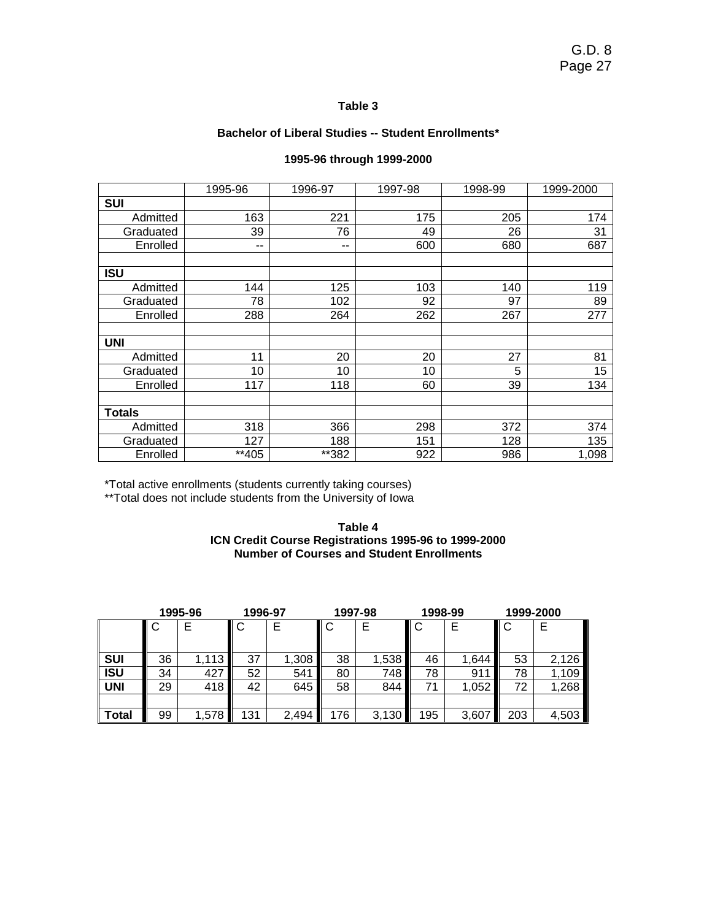**Table 3**

**Bachelor of Liberal Studies -- Student Enrollments***

**1995-96 through 1999-2000**

| | 1995-96 | 1996-97 | 1997-98 | 1998-99 | 1999-2000 |
|---|---|---|---|---|---|
| **SUI** | | | | | |
| Admitted | 163 | 221 | 175 | 205 | 174 |
| Graduated | 39 | 76 | 49 | 26 | 31 |
| Enrolled | -- | -- | 600 | 680 | 687 |
| | | | | | |
| **ISU** | | | | | |
| Admitted | 144 | 125 | 103 | 140 | 119 |
| Graduated | 78 | 102 | 92 | 97 | 89 |
| Enrolled | 288 | 264 | 262 | 267 | 277 |
| | | | | | |
| **UNI** | | | | | |
| Admitted | 11 | 20 | 20 | 27 | 81 |
| Graduated | 10 | 10 | 10 | 5 | 15 |
| Enrolled | 117 | 118 | 60 | 39 | 134 |
| | | | | | |
| **Totals** | | | | | |
| Admitted | 318 | 366 | 298 | 372 | 374 |
| Graduated | 127 | 188 | 151 | 128 | 135 |
| Enrolled | **405 | **382 | 922 | 986 | 1,098 |

*Total active enrollments (students currently taking courses)
**Total does not include students from the University of Iowa

**Table 4**
**ICN Credit Course Registrations 1995-96 to 1999-2000**
**Number of Courses and Student Enrollments**

| | 1995-96 | | 1996-97 | | 1997-98 | | 1998-99 | | 1999-2000 | |
|---|---|---|---|---|---|---|---|---|---|---|
| | C | E | C | E | C | E | C | E | C | E |
| **SUI** | 36 | 1,113 | 37 | 1,308 | 38 | 1,538 | 46 | 1,644 | 53 | 2,126 |
| **ISU** | 34 | 427 | 52 | 541 | 80 | 748 | 78 | 911 | 78 | 1,109 |
| **UNI** | 29 | 418 | 42 | 645 | 58 | 844 | 71 | 1,052 | 72 | 1,268 |
| | | | | | | | | | | |
| **Total** | 99 | 1,578 | 131 | 2,494 | 176 | 3,130 | 195 | 3,607 | 203 | 4,503 |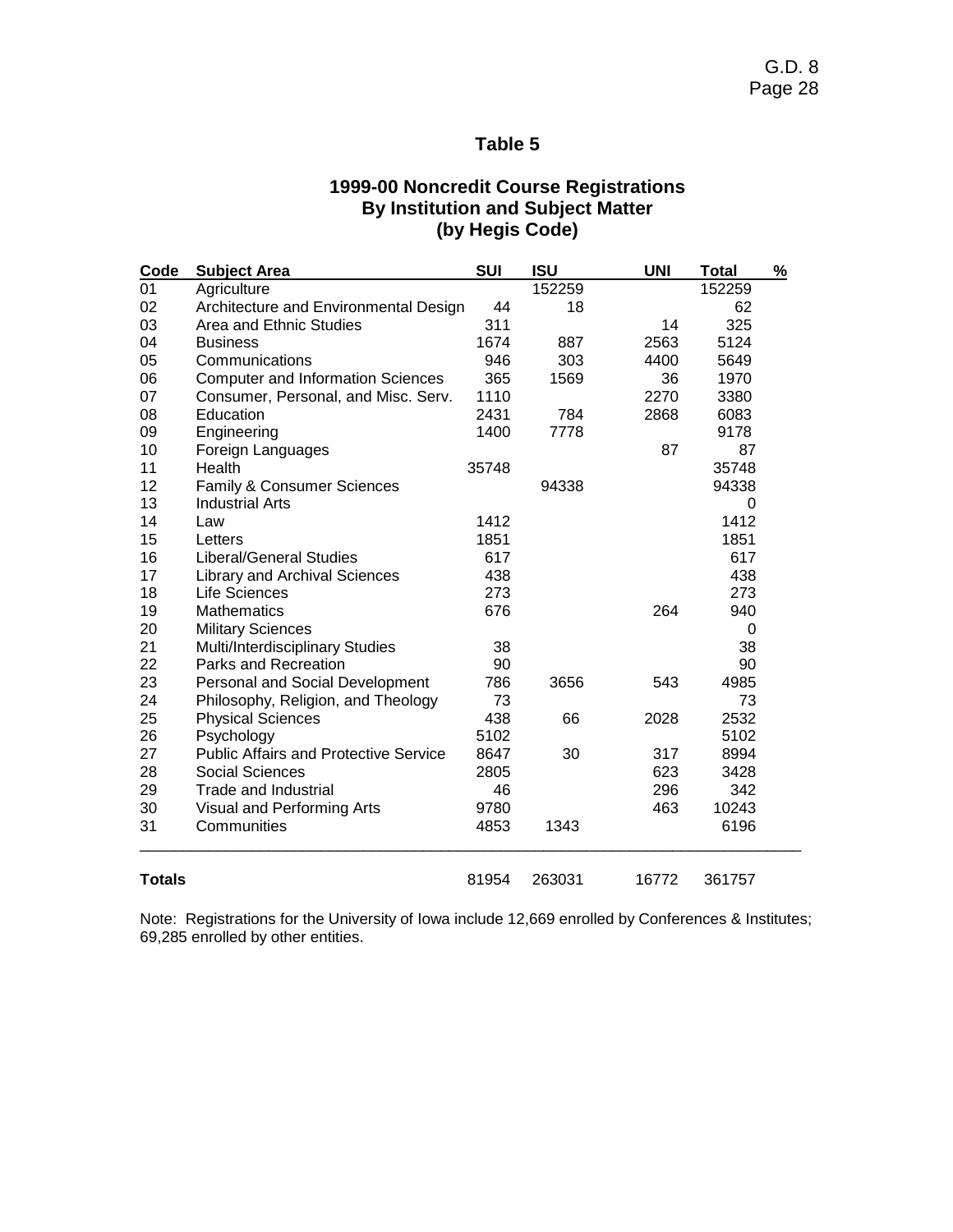## Table 5

### 1999-00 Noncredit Course Registrations By Institution and Subject Matter (by Hegis Code)

| Code | Subject Area | SUI | ISU | UNI | Total | % |
|---|---|---|---|---|---|---|
| 01 | Agriculture | | 152259 | | 152259 | |
| 02 | Architecture and Environmental Design | 44 | 18 | | 62 | |
| 03 | Area and Ethnic Studies | 311 | | 14 | 325 | |
| 04 | Business | 1674 | 887 | 2563 | 5124 | |
| 05 | Communications | 946 | 303 | 4400 | 5649 | |
| 06 | Computer and Information Sciences | 365 | 1569 | 36 | 1970 | |
| 07 | Consumer, Personal, and Misc. Serv. | 1110 | | 2270 | 3380 | |
| 08 | Education | 2431 | 784 | 2868 | 6083 | |
| 09 | Engineering | 1400 | 7778 | | 9178 | |
| 10 | Foreign Languages | | | 87 | 87 | |
| 11 | Health | 35748 | | | 35748 | |
| 12 | Family & Consumer Sciences | | 94338 | | 94338 | |
| 13 | Industrial Arts | | | | 0 | |
| 14 | Law | 1412 | | | 1412 | |
| 15 | Letters | 1851 | | | 1851 | |
| 16 | Liberal/General Studies | 617 | | | 617 | |
| 17 | Library and Archival Sciences | 438 | | | 438 | |
| 18 | Life Sciences | 273 | | | 273 | |
| 19 | Mathematics | 676 | | 264 | 940 | |
| 20 | Military Sciences | | | | 0 | |
| 21 | Multi/Interdisciplinary Studies | 38 | | | 38 | |
| 22 | Parks and Recreation | 90 | | | 90 | |
| 23 | Personal and Social Development | 786 | 3656 | 543 | 4985 | |
| 24 | Philosophy, Religion, and Theology | 73 | | | 73 | |
| 25 | Physical Sciences | 438 | 66 | 2028 | 2532 | |
| 26 | Psychology | 5102 | | | 5102 | |
| 27 | Public Affairs and Protective Service | 8647 | 30 | 317 | 8994 | |
| 28 | Social Sciences | 2805 | | 623 | 3428 | |
| 29 | Trade and Industrial | 46 | | 296 | 342 | |
| 30 | Visual and Performing Arts | 9780 | | 463 | 10243 | |
| 31 | Communities | 4853 | 1343 | | 6196 | |
| **Totals** | | 81954 | 263031 | 16772 | 361757 | |

Note: Registrations for the University of Iowa include 12,669 enrolled by Conferences & Institutes; 69,285 enrolled by other entities.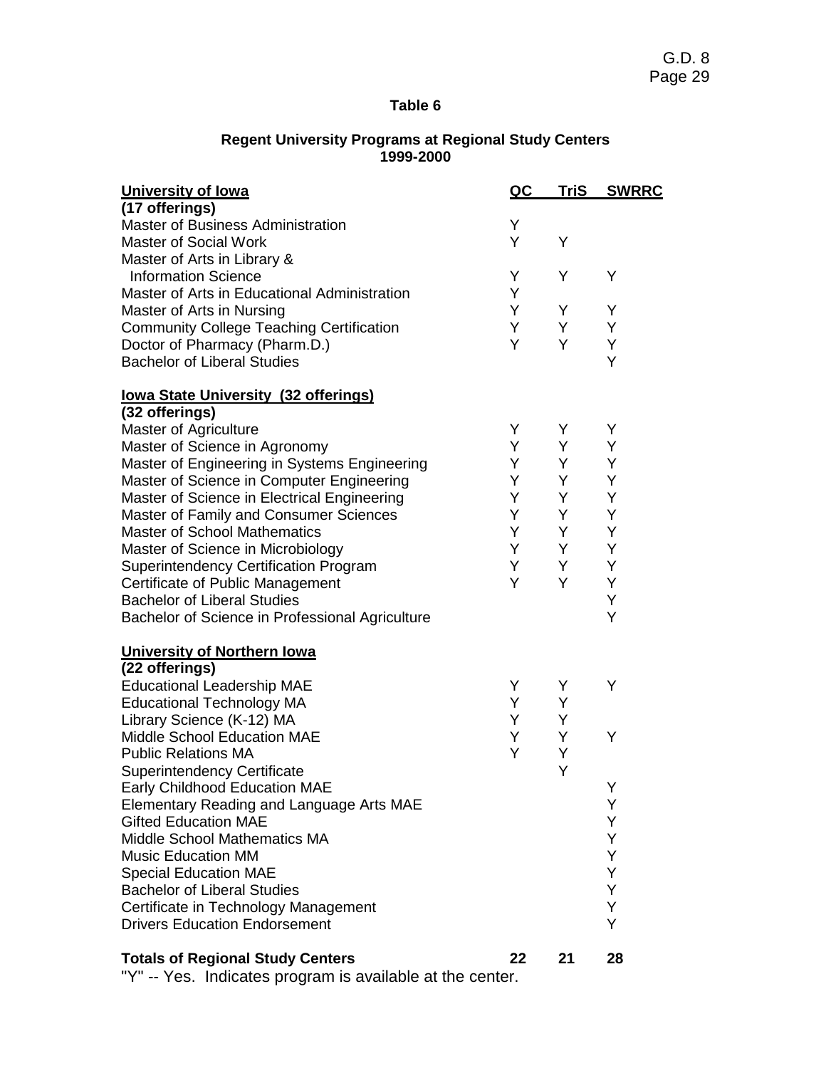**Table 6**

**Regent University Programs at Regional Study Centers**
**1999-2000**

| **University of Iowa** (17 offerings) | QC | TriS | SWRRC |
|---|---|---|---|
| Master of Business Administration | Y | | |
| Master of Social Work | Y | Y | |
| Master of Arts in Library & Information Science | Y | Y | Y |
| Master of Arts in Educational Administration | Y | | |
| Master of Arts in Nursing | Y | Y | Y |
| Community College Teaching Certification | Y | Y | Y |
| Doctor of Pharmacy (Pharm.D.) | Y | Y | Y |
| Bachelor of Liberal Studies | | | Y |
| **Iowa State University (32 offerings)** (32 offerings) | | | |
| Master of Agriculture | Y | Y | Y |
| Master of Science in Agronomy | Y | Y | Y |
| Master of Engineering in Systems Engineering | Y | Y | Y |
| Master of Science in Computer Engineering | Y | Y | Y |
| Master of Science in Electrical Engineering | Y | Y | Y |
| Master of Family and Consumer Sciences | Y | Y | Y |
| Master of School Mathematics | Y | Y | Y |
| Master of Science in Microbiology | Y | Y | Y |
| Superintendency Certification Program | Y | Y | Y |
| Certificate of Public Management | Y | Y | Y |
| Bachelor of Liberal Studies | | | Y |
| Bachelor of Science in Professional Agriculture | | | Y |
| **University of Northern Iowa** (22 offerings) | | | |
| Educational Leadership MAE | Y | Y | Y |
| Educational Technology MA | Y | Y | |
| Library Science (K-12) MA | Y | Y | |
| Middle School Education MAE | Y | Y | Y |
| Public Relations MA | Y | Y | |
| Superintendency Certificate | | Y | |
| Early Childhood Education MAE | | | Y |
| Elementary Reading and Language Arts MAE | | | Y |
| Gifted Education MAE | | | Y |
| Middle School Mathematics MA | | | Y |
| Music Education MM | | | Y |
| Special Education MAE | | | Y |
| Bachelor of Liberal Studies | | | Y |
| Certificate in Technology Management | | | Y |
| Drivers Education Endorsement | | | Y |
| **Totals of Regional Study Centers** | **22** | **21** | **28** |

"Y" -- Yes. Indicates program is available at the center.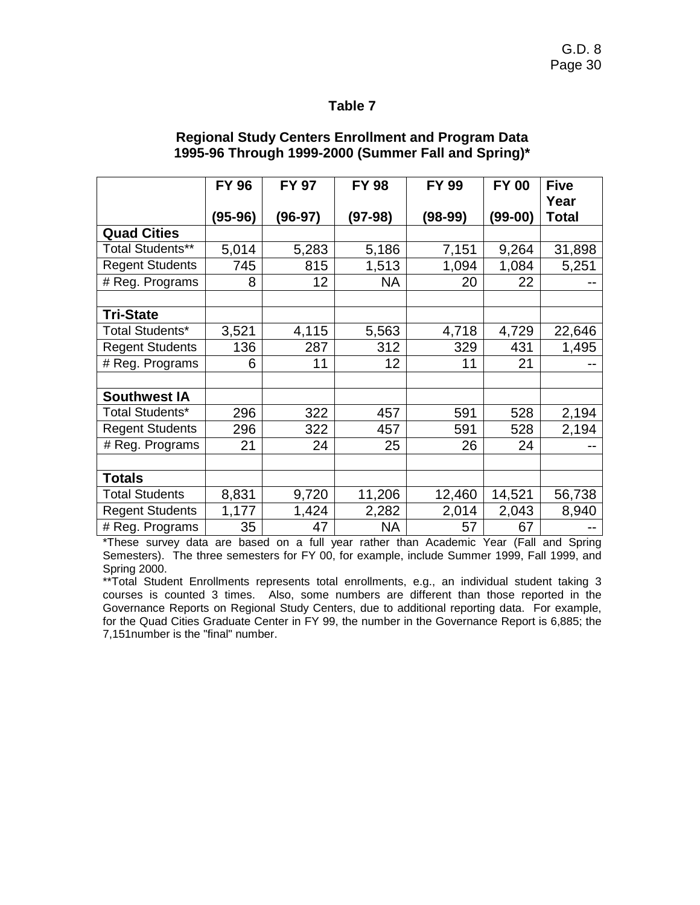## Table 7

**Regional Study Centers Enrollment and Program Data 1995-96 Through 1999-2000 (Summer Fall and Spring)***

| | FY 96 (95-96) | FY 97 (96-97) | FY 98 (97-98) | FY 99 (98-99) | FY 00 (99-00) | Five Year Total |
|---|---|---|---|---|---|---|
| **Quad Cities** | | | | | | |
| Total Students** | 5,014 | 5,283 | 5,186 | 7,151 | 9,264 | 31,898 |
| Regent Students | 745 | 815 | 1,513 | 1,094 | 1,084 | 5,251 |
| # Reg. Programs | 8 | 12 | NA | 20 | 22 | -- |
| | | | | | | |
| **Tri-State** | | | | | | |
| Total Students* | 3,521 | 4,115 | 5,563 | 4,718 | 4,729 | 22,646 |
| Regent Students | 136 | 287 | 312 | 329 | 431 | 1,495 |
| # Reg. Programs | 6 | 11 | 12 | 11 | 21 | -- |
| | | | | | | |
| **Southwest IA** | | | | | | |
| Total Students* | 296 | 322 | 457 | 591 | 528 | 2,194 |
| Regent Students | 296 | 322 | 457 | 591 | 528 | 2,194 |
| # Reg. Programs | 21 | 24 | 25 | 26 | 24 | -- |
| | | | | | | |
| **Totals** | | | | | | |
| Total Students | 8,831 | 9,720 | 11,206 | 12,460 | 14,521 | 56,738 |
| Regent Students | 1,177 | 1,424 | 2,282 | 2,014 | 2,043 | 8,940 |
| # Reg. Programs | 35 | 47 | NA | 57 | 67 | -- |

*These survey data are based on a full year rather than Academic Year (Fall and Spring Semesters). The three semesters for FY 00, for example, include Summer 1999, Fall 1999, and Spring 2000.

**Total Student Enrollments represents total enrollments, e.g., an individual student taking 3 courses is counted 3 times. Also, some numbers are different than those reported in the Governance Reports on Regional Study Centers, due to additional reporting data. For example, for the Quad Cities Graduate Center in FY 99, the number in the Governance Report is 6,885; the 7,151number is the "final" number.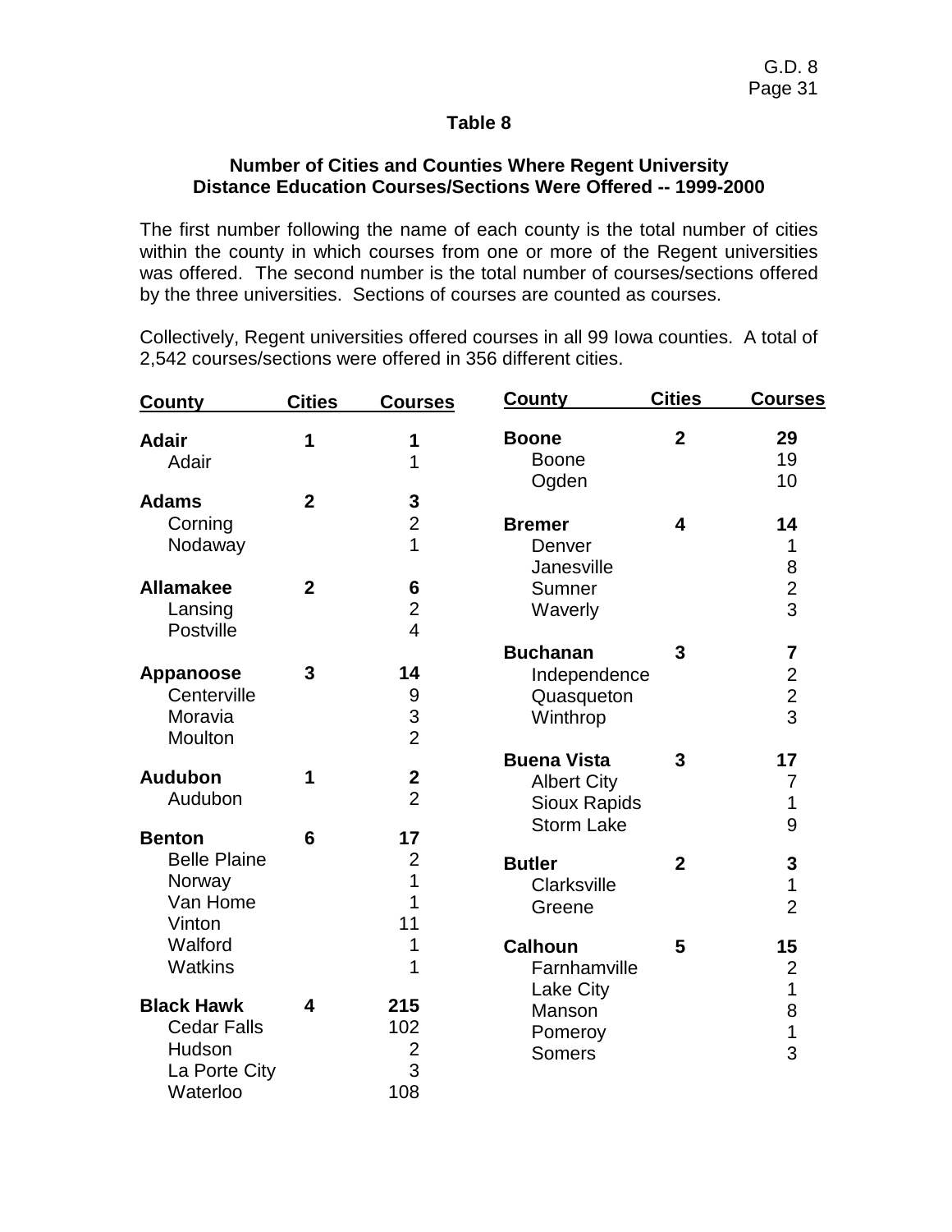## Table 8

### Number of Cities and Counties Where Regent University Distance Education Courses/Sections Were Offered -- 1999-2000

The first number following the name of each county is the total number of cities within the county in which courses from one or more of the Regent universities was offered. The second number is the total number of courses/sections offered by the three universities. Sections of courses are counted as courses.

Collectively, Regent universities offered courses in all 99 Iowa counties. A total of 2,542 courses/sections were offered in 356 different cities.

| County | Cities | Courses |
|---|---|---|
| **Adair** | **1** | **1** |
| Adair | | 1 |
| **Adams** | **2** | **3** |
| Corning | | 2 |
| Nodaway | | 1 |
| **Allamakee** | **2** | **6** |
| Lansing | | 2 |
| Postville | | 4 |
| **Appanoose** | **3** | **14** |
| Centerville | | 9 |
| Moravia | | 3 |
| Moulton | | 2 |
| **Audubon** | **1** | **2** |
| Audubon | | 2 |
| **Benton** | **6** | **17** |
| Belle Plaine | | 2 |
| Norway | | 1 |
| Van Home | | 1 |
| Vinton | | 11 |
| Walford | | 1 |
| Watkins | | 1 |
| **Black Hawk** | **4** | **215** |
| Cedar Falls | | 102 |
| Hudson | | 2 |
| La Porte City | | 3 |
| Waterloo | | 108 |
| **Boone** | **2** | **29** |
| Boone | | 19 |
| Ogden | | 10 |
| **Bremer** | **4** | **14** |
| Denver | | 1 |
| Janesville | | 8 |
| Sumner | | 2 |
| Waverly | | 3 |
| **Buchanan** | **3** | **7** |
| Independence | | 2 |
| Quasqueton | | 2 |
| Winthrop | | 3 |
| **Buena Vista** | **3** | **17** |
| Albert City | | 7 |
| Sioux Rapids | | 1 |
| Storm Lake | | 9 |
| **Butler** | **2** | **3** |
| Clarksville | | 1 |
| Greene | | 2 |
| **Calhoun** | **5** | **15** |
| Farnhamville | | 2 |
| Lake City | | 1 |
| Manson | | 8 |
| Pomeroy | | 1 |
| Somers | | 3 |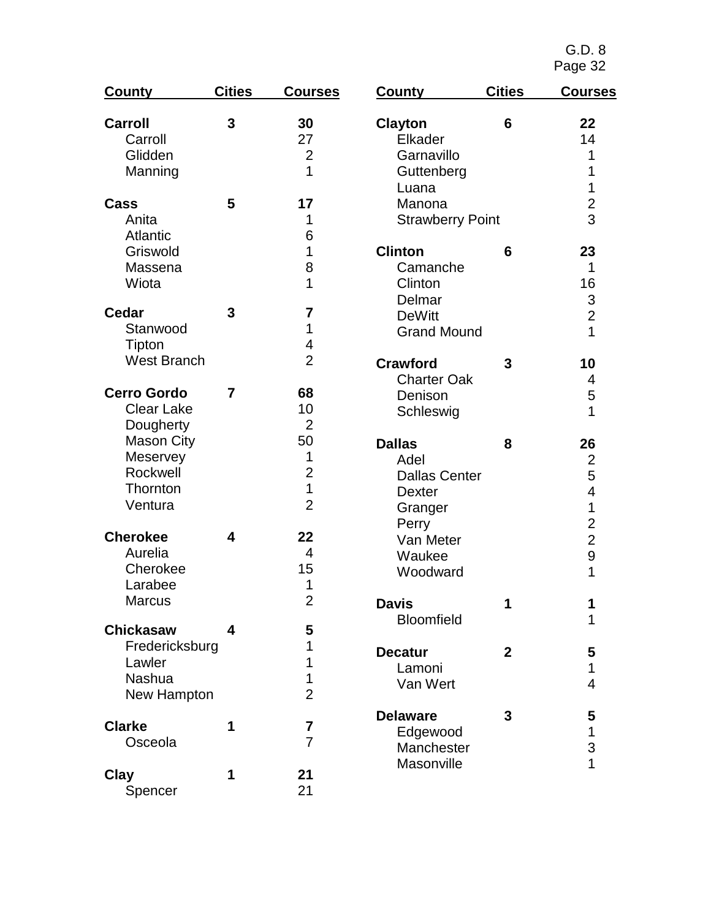| County | Cities | Courses |
|---|---|---|
| **Carroll** | **3** | **30** |
| Carroll | | 27 |
| Glidden | | 2 |
| Manning | | 1 |
| **Cass** | **5** | **17** |
| Anita | | 1 |
| Atlantic | | 6 |
| Griswold | | 1 |
| Massena | | 8 |
| Wiota | | 1 |
| **Cedar** | **3** | **7** |
| Stanwood | | 1 |
| Tipton | | 4 |
| West Branch | | 2 |
| **Cerro Gordo** | **7** | **68** |
| Clear Lake | | 10 |
| Dougherty | | 2 |
| Mason City | | 50 |
| Meservey | | 1 |
| Rockwell | | 2 |
| Thornton | | 1 |
| Ventura | | 2 |
| **Cherokee** | **4** | **22** |
| Aurelia | | 4 |
| Cherokee | | 15 |
| Larabee | | 1 |
| Marcus | | 2 |
| **Chickasaw** | **4** | **5** |
| Fredericksburg | | 1 |
| Lawler | | 1 |
| Nashua | | 1 |
| New Hampton | | 2 |
| **Clarke** | **1** | **7** |
| Osceola | | 7 |
| **Clay** | **1** | **21** |
| Spencer | | 21 |
| **Clayton** | **6** | **22** |
| Elkader | | 14 |
| Garnavillo | | 1 |
| Guttenberg | | 1 |
| Luana | | 1 |
| Manona | | 2 |
| Strawberry Point | | 3 |
| **Clinton** | **6** | **23** |
| Camanche | | 1 |
| Clinton | | 16 |
| Delmar | | 3 |
| DeWitt | | 2 |
| Grand Mound | | 1 |
| **Crawford** | **3** | **10** |
| Charter Oak | | 4 |
| Denison | | 5 |
| Schleswig | | 1 |
| **Dallas** | **8** | **26** |
| Adel | | 2 |
| Dallas Center | | 5 |
| Dexter | | 4 |
| Granger | | 1 |
| Perry | | 2 |
| Van Meter | | 2 |
| Waukee | | 9 |
| Woodward | | 1 |
| **Davis** | **1** | **1** |
| Bloomfield | | 1 |
| **Decatur** | **2** | **5** |
| Lamoni | | 1 |
| Van Wert | | 4 |
| **Delaware** | **3** | **5** |
| Edgewood | | 1 |
| Manchester | | 3 |
| Masonville | | 1 |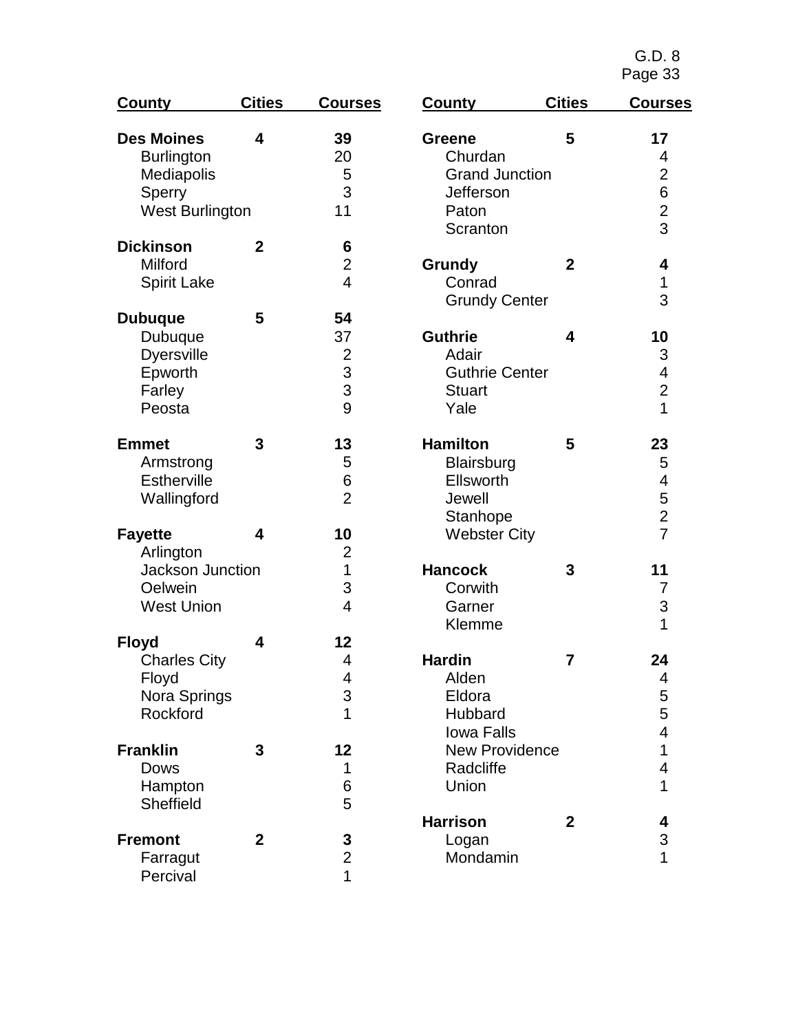| County | Cities | Courses |
|---|---|---|
| **Des Moines** | **4** | **39** |
| Burlington | | 20 |
| Mediapolis | | 5 |
| Sperry | | 3 |
| West Burlington | | 11 |
| **Dickinson** | **2** | **6** |
| Milford | | 2 |
| Spirit Lake | | 4 |
| **Dubuque** | **5** | **54** |
| Dubuque | | 37 |
| Dyersville | | 2 |
| Epworth | | 3 |
| Farley | | 3 |
| Peosta | | 9 |
| **Emmet** | **3** | **13** |
| Armstrong | | 5 |
| Estherville | | 6 |
| Wallingford | | 2 |
| **Fayette** | **4** | **10** |
| Arlington | | 2 |
| Jackson Junction | | 1 |
| Oelwein | | 3 |
| West Union | | 4 |
| **Floyd** | **4** | **12** |
| Charles City | | 4 |
| Floyd | | 4 |
| Nora Springs | | 3 |
| Rockford | | 1 |
| **Franklin** | **3** | **12** |
| Dows | | 1 |
| Hampton | | 6 |
| Sheffield | | 5 |
| **Fremont** | **2** | **3** |
| Farragut | | 2 |
| Percival | | 1 |
| **Greene** | **5** | **17** |
| Churdan | | 4 |
| Grand Junction | | 2 |
| Jefferson | | 6 |
| Paton | | 2 |
| Scranton | | 3 |
| **Grundy** | **2** | **4** |
| Conrad | | 1 |
| Grundy Center | | 3 |
| **Guthrie** | **4** | **10** |
| Adair | | 3 |
| Guthrie Center | | 4 |
| Stuart | | 2 |
| Yale | | 1 |
| **Hamilton** | **5** | **23** |
| Blairsburg | | 5 |
| Ellsworth | | 4 |
| Jewell | | 5 |
| Stanhope | | 2 |
| Webster City | | 7 |
| **Hancock** | **3** | **11** |
| Corwith | | 7 |
| Garner | | 3 |
| Klemme | | 1 |
| **Hardin** | **7** | **24** |
| Alden | | 4 |
| Eldora | | 5 |
| Hubbard | | 5 |
| Iowa Falls | | 4 |
| New Providence | | 1 |
| Radcliffe | | 4 |
| Union | | 1 |
| **Harrison** | **2** | **4** |
| Logan | | 3 |
| Mondamin | | 1 |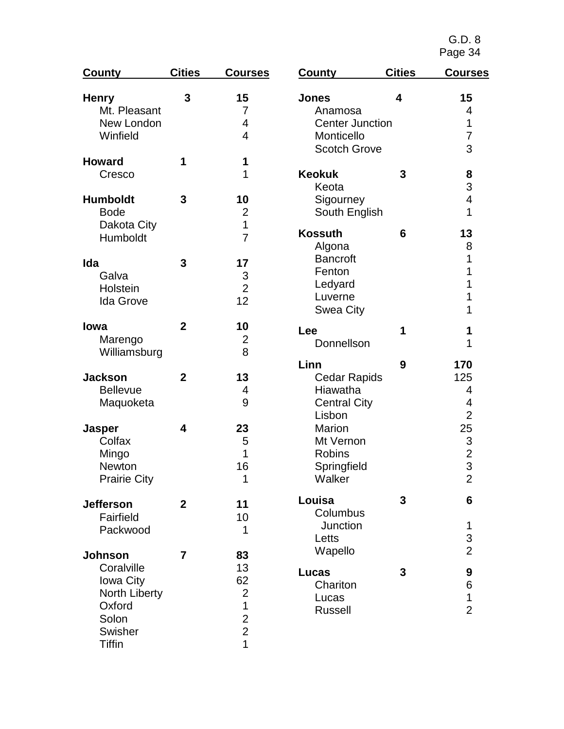| County | Cities | Courses |
|---|---|---|
| **Henry** | **3** | **15** |
| Mt. Pleasant | | 7 |
| New London | | 4 |
| Winfield | | 4 |
| **Howard** | **1** | **1** |
| Cresco | | 1 |
| **Humboldt** | **3** | **10** |
| Bode | | 2 |
| Dakota City | | 1 |
| Humboldt | | 7 |
| **Ida** | **3** | **17** |
| Galva | | 3 |
| Holstein | | 2 |
| Ida Grove | | 12 |
| **Iowa** | **2** | **10** |
| Marengo | | 2 |
| Williamsburg | | 8 |
| **Jackson** | **2** | **13** |
| Bellevue | | 4 |
| Maquoketa | | 9 |
| **Jasper** | **4** | **23** |
| Colfax | | 5 |
| Mingo | | 1 |
| Newton | | 16 |
| Prairie City | | 1 |
| **Jefferson** | **2** | **11** |
| Fairfield | | 10 |
| Packwood | | 1 |
| **Johnson** | **7** | **83** |
| Coralville | | 13 |
| Iowa City | | 62 |
| North Liberty | | 2 |
| Oxford | | 1 |
| Solon | | 2 |
| Swisher | | 2 |
| Tiffin | | 1 |
| **Jones** | **4** | **15** |
| Anamosa | | 4 |
| Center Junction | | 1 |
| Monticello | | 7 |
| Scotch Grove | | 3 |
| **Keokuk** | **3** | **8** |
| Keota | | 3 |
| Sigourney | | 4 |
| South English | | 1 |
| **Kossuth** | **6** | **13** |
| Algona | | 8 |
| Bancroft | | 1 |
| Fenton | | 1 |
| Ledyard | | 1 |
| Luverne | | 1 |
| Swea City | | 1 |
| **Lee** | **1** | **1** |
| Donnellson | | 1 |
| **Linn** | **9** | **170** |
| Cedar Rapids | | 125 |
| Hiawatha | | 4 |
| Central City | | 4 |
| Lisbon | | 2 |
| Marion | | 25 |
| Mt Vernon | | 3 |
| Robins | | 2 |
| Springfield | | 3 |
| Walker | | 2 |
| **Louisa** | **3** | **6** |
| Columbus Junction | | 1 |
| Letts | | 3 |
| Wapello | | 2 |
| **Lucas** | **3** | **9** |
| Chariton | | 6 |
| Lucas | | 1 |
| Russell | | 2 |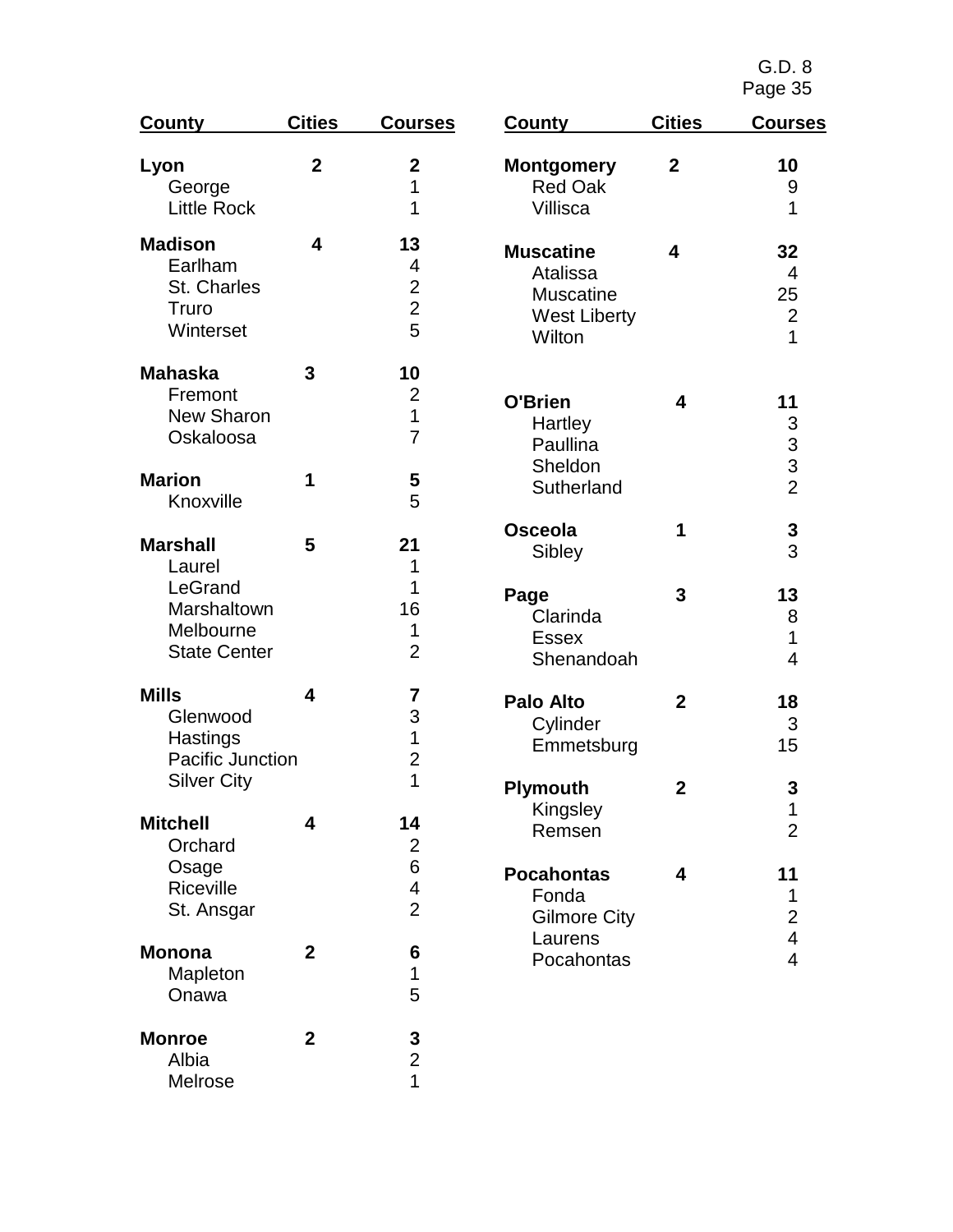| County | Cities | Courses |
|---|---|---|
| **Lyon** | **2** | **2** |
| George | | 1 |
| Little Rock | | 1 |
| **Madison** | **4** | **13** |
| Earlham | | 4 |
| St. Charles | | 2 |
| Truro | | 2 |
| Winterset | | 5 |
| **Mahaska** | **3** | **10** |
| Fremont | | 2 |
| New Sharon | | 1 |
| Oskaloosa | | 7 |
| **Marion** | **1** | **5** |
| Knoxville | | 5 |
| **Marshall** | **5** | **21** |
| Laurel | | 1 |
| LeGrand | | 1 |
| Marshaltown | | 16 |
| Melbourne | | 1 |
| State Center | | 2 |
| **Mills** | **4** | **7** |
| Glenwood | | 3 |
| Hastings | | 1 |
| Pacific Junction | | 2 |
| Silver City | | 1 |
| **Mitchell** | **4** | **14** |
| Orchard | | 2 |
| Osage | | 6 |
| Riceville | | 4 |
| St. Ansgar | | 2 |
| **Monona** | **2** | **6** |
| Mapleton | | 1 |
| Onawa | | 5 |
| **Monroe** | **2** | **3** |
| Albia | | 2 |
| Melrose | | 1 |
| **Montgomery** | **2** | **10** |
| Red Oak | | 9 |
| Villisca | | 1 |
| **Muscatine** | **4** | **32** |
| Atalissa | | 4 |
| Muscatine | | 25 |
| West Liberty | | 2 |
| Wilton | | 1 |
| **O'Brien** | **4** | **11** |
| Hartley | | 3 |
| Paullina | | 3 |
| Sheldon | | 3 |
| Sutherland | | 2 |
| **Osceola** | **1** | **3** |
| Sibley | | 3 |
| **Page** | **3** | **13** |
| Clarinda | | 8 |
| Essex | | 1 |
| Shenandoah | | 4 |
| **Palo Alto** | **2** | **18** |
| Cylinder | | 3 |
| Emmetsburg | | 15 |
| **Plymouth** | **2** | **3** |
| Kingsley | | 1 |
| Remsen | | 2 |
| **Pocahontas** | **4** | **11** |
| Fonda | | 1 |
| Gilmore City | | 2 |
| Laurens | | 4 |
| Pocahontas | | 4 |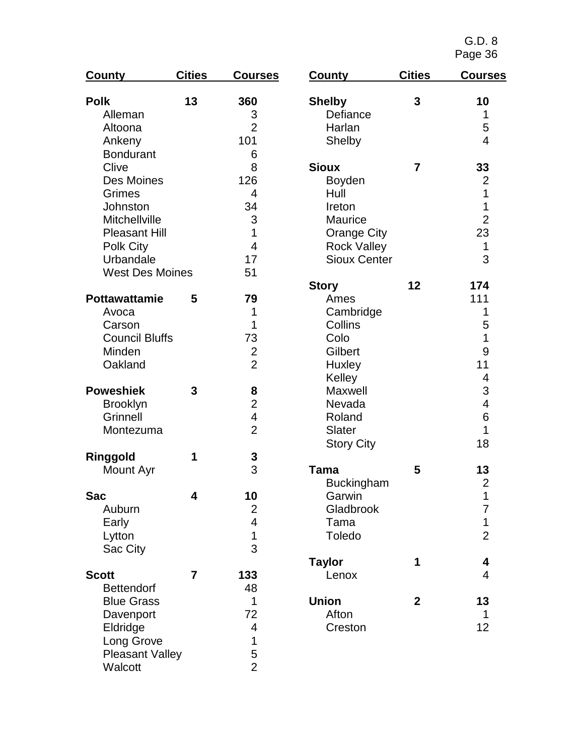| County | Cities | Courses |
|---|---|---|
| **Polk** | **13** | **360** |
| Alleman | | 3 |
| Altoona | | 2 |
| Ankeny | | 101 |
| Bondurant | | 6 |
| Clive | | 8 |
| Des Moines | | 126 |
| Grimes | | 4 |
| Johnston | | 34 |
| Mitchellville | | 3 |
| Pleasant Hill | | 1 |
| Polk City | | 4 |
| Urbandale | | 17 |
| West Des Moines | | 51 |
| **Pottawattamie** | **5** | **79** |
| Avoca | | 1 |
| Carson | | 1 |
| Council Bluffs | | 73 |
| Minden | | 2 |
| Oakland | | 2 |
| **Poweshiek** | **3** | **8** |
| Brooklyn | | 2 |
| Grinnell | | 4 |
| Montezuma | | 2 |
| **Ringgold** | **1** | **3** |
| Mount Ayr | | 3 |
| **Sac** | **4** | **10** |
| Auburn | | 2 |
| Early | | 4 |
| Lytton | | 1 |
| Sac City | | 3 |
| **Scott** | **7** | **133** |
| Bettendorf | | 48 |
| Blue Grass | | 1 |
| Davenport | | 72 |
| Eldridge | | 4 |
| Long Grove | | 1 |
| Pleasant Valley | | 5 |
| Walcott | | 2 |
| **Shelby** | **3** | **10** |
| Defiance | | 1 |
| Harlan | | 5 |
| Shelby | | 4 |
| **Sioux** | **7** | **33** |
| Boyden | | 2 |
| Hull | | 1 |
| Ireton | | 1 |
| Maurice | | 2 |
| Orange City | | 23 |
| Rock Valley | | 1 |
| Sioux Center | | 3 |
| **Story** | **12** | **174** |
| Ames | | 111 |
| Cambridge | | 1 |
| Collins | | 5 |
| Colo | | 1 |
| Gilbert | | 9 |
| Huxley | | 11 |
| Kelley | | 4 |
| Maxwell | | 3 |
| Nevada | | 4 |
| Roland | | 6 |
| Slater | | 1 |
| Story City | | 18 |
| **Tama** | **5** | **13** |
| Buckingham | | 2 |
| Garwin | | 1 |
| Gladbrook | | 7 |
| Tama | | 1 |
| Toledo | | 2 |
| **Taylor** | **1** | **4** |
| Lenox | | 4 |
| **Union** | **2** | **13** |
| Afton | | 1 |
| Creston | | 12 |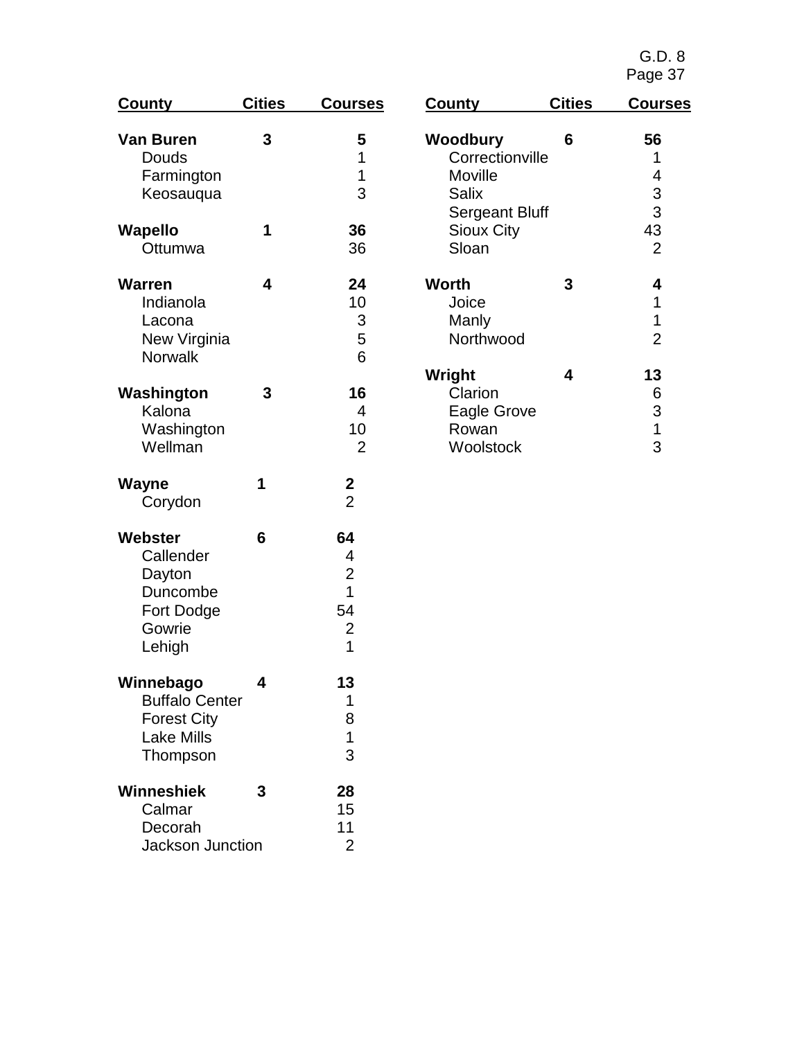| County | Cities | Courses |
|---|---|---|
| **Van Buren** | **3** | **5** |
| Douds | | 1 |
| Farmington | | 1 |
| Keosauqua | | 3 |
| **Wapello** | **1** | **36** |
| Ottumwa | | 36 |
| **Warren** | **4** | **24** |
| Indianola | | 10 |
| Lacona | | 3 |
| New Virginia | | 5 |
| Norwalk | | 6 |
| **Washington** | **3** | **16** |
| Kalona | | 4 |
| Washington | | 10 |
| Wellman | | 2 |
| **Wayne** | **1** | **2** |
| Corydon | | 2 |
| **Webster** | **6** | **64** |
| Callender | | 4 |
| Dayton | | 2 |
| Duncombe | | 1 |
| Fort Dodge | | 54 |
| Gowrie | | 2 |
| Lehigh | | 1 |
| **Winnebago** | **4** | **13** |
| Buffalo Center | | 1 |
| Forest City | | 8 |
| Lake Mills | | 1 |
| Thompson | | 3 |
| **Winneshiek** | **3** | **28** |
| Calmar | | 15 |
| Decorah | | 11 |
| Jackson Junction | | 2 |

| County | Cities | Courses |
|---|---|---|
| **Woodbury** | **6** | **56** |
| Correctionville | | 1 |
| Moville | | 4 |
| Salix | | 3 |
| Sergeant Bluff | | 3 |
| Sioux City | | 43 |
| Sloan | | 2 |
| **Worth** | **3** | **4** |
| Joice | | 1 |
| Manly | | 1 |
| Northwood | | 2 |
| **Wright** | **4** | **13** |
| Clarion | | 6 |
| Eagle Grove | | 3 |
| Rowan | | 1 |
| Woolstock | | 3 |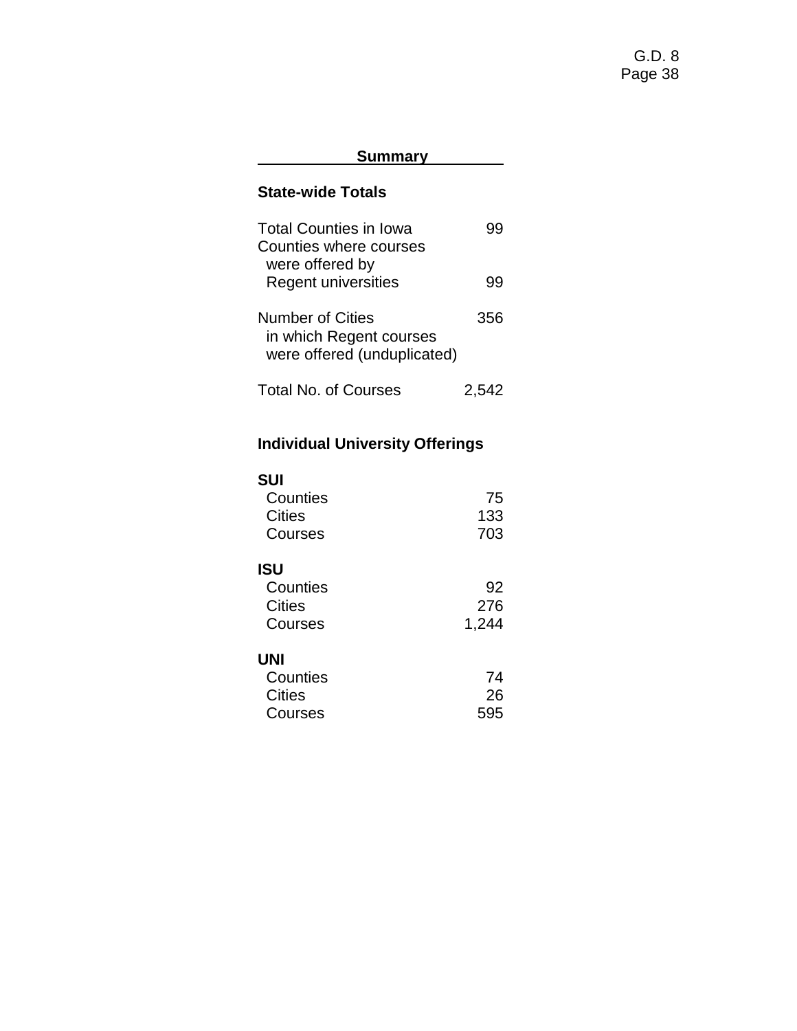## Summary

### State-wide Totals

| | |
|---|---|
| Total Counties in Iowa | 99 |
| Counties where courses were offered by Regent universities | 99 |
| Number of Cities in which Regent courses were offered (unduplicated) | 356 |
| Total No. of Courses | 2,542 |

### Individual University Offerings

| | |
|---|---|
| **SUI** | |
| Counties | 75 |
| Cities | 133 |
| Courses | 703 |
| **ISU** | |
| Counties | 92 |
| Cities | 276 |
| Courses | 1,244 |
| **UNI** | |
| Counties | 74 |
| Cities | 26 |
| Courses | 595 |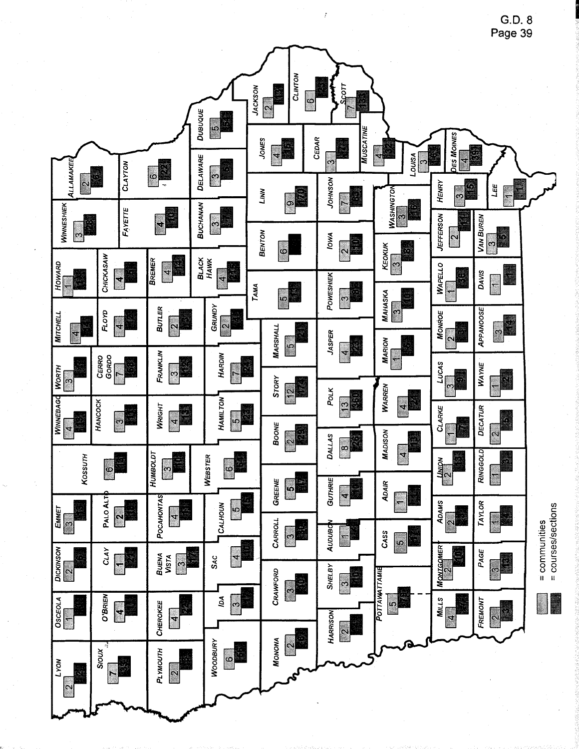G.D. 8

| County | Communities | Courses/Sections |
| --- | --- | --- |
| Lyon | 2 | 12 |
| Osceola | 1 | |
| Dickinson | 2 | 6 |
| Emmet | 3 | 16 |
| Kossuth | 6 | 10 |
| Winnebago | 4 | 15 |
| Worth | 3 | 20 |
| Mitchell | 4 | 14 |
| Howard | 1 | 6 |
| Winneshiek | 3 | 28 |
| Allamakee | 2 | 35 |
| Sioux | 7 | 34 |
| O'Brien | 4 | 11 |
| Clay | 1 | 24 |
| Palo Alto | 2 | 10 |
| Hancock | 3 | 11 |
| Cerro Gordo | 7 | 83 |
| Floyd | 4 | 12 |
| Chickasaw | 4 | 8 |
| Fayette | 4 | 10 |
| Clayton | 6 | 22 |
| Plymouth | 2 | 15 |
| Cherokee | 4 | 22 |
| Buena Vista | 3 | 17 |
| Pocahontas | 4 | 15 |
| Humboldt | 3 | 10 |
| Wright | 4 | 13 |
| Franklin | 3 | 12 |
| Butler | 2 | 12 |
| Bremer | 4 | 14 |
| Black Hawk | 4 | 45 |
| Buchanan | 3 | |
| Delaware | 3 | 5 |
| Dubuque | 5 | 54 |
| Woodbury | 6 | 60 |
| Ida | 3 | 17 |
| Sac | 4 | 10 |
| Calhoun | 5 | 15 |
| Webster | 6 | 32 |
| Hamilton | 5 | 21 |
| Hardin | 7 | 24 |
| Grundy | 2 | 21 |
| Tama | 5 | 13 |
| Benton | 6 | |
| Linn | 9 | 170 |
| Jones | 4 | 15 |
| Jackson | 2 | 12 |
| Clinton | 6 | |
| Scott | 7 | 133 |
| Cedar | 3 | 14 |
| Muscatine | 4 | 33 |
| Johnson | 7 | 8 |
| Monona | 2 | 25 |
| Crawford | 3 | 30 |
| Carroll | 3 | 16 |
| Greene | 5 | 17 |
| Boone | 2 | 29 |
| Story | 12 | 174 |
| Marshall | 5 | 21 |
| Jasper | 4 | 22 |
| Poweshiek | 3 | 31 |
| Iowa | 2 | 10 |
| Harrison | 2 | |
| Shelby | 3 | 10 |
| Audubon | 1 | 4 |
| Guthrie | 4 | 11 |
| Dallas | 8 | 26 |
| Polk | 13 | 350 |
| Pottawattamie | 5 | 60 |
| Cass | 5 | 17 |
| Adair | 1 | |
| Madison | 4 | 13 |
| Warren | 4 | 27 |
| Marion | 1 | 36 |
| Mahaska | 3 | 10 |
| Keokuk | 3 | 8 |
| Washington | 3 | 16 |
| Louisa | 3 | 18 |
| Des Moines | 4 | 39 |
| Henry | 3 | 15 |
| Lee | 1 | 11 |
| Mills | 4 | 27 |
| Montgomery | 2 | 10 |
| Adams | 2 | 13 |
| Union | 2 | 16 |
| Clarke | 1 | 7 |
| Lucas | 3 | 9 |
| Monroe | 2 | 3 |
| Wapello | 1 | 56 |
| Jefferson | 2 | 14 |
| Van Buren | 3 | 5 |
| Fremont | 2 | 3 |
| Page | 3 | 15 |
| Taylor | 1 | 14 |
| Ringgold | 1 | 5 |
| Decatur | 2 | 5 |
| Wayne | 1 | 2 |
| Appanoose | 3 | 14 |
| Davis | 1 | 1 |

Light box = communities
Dark box = courses/sections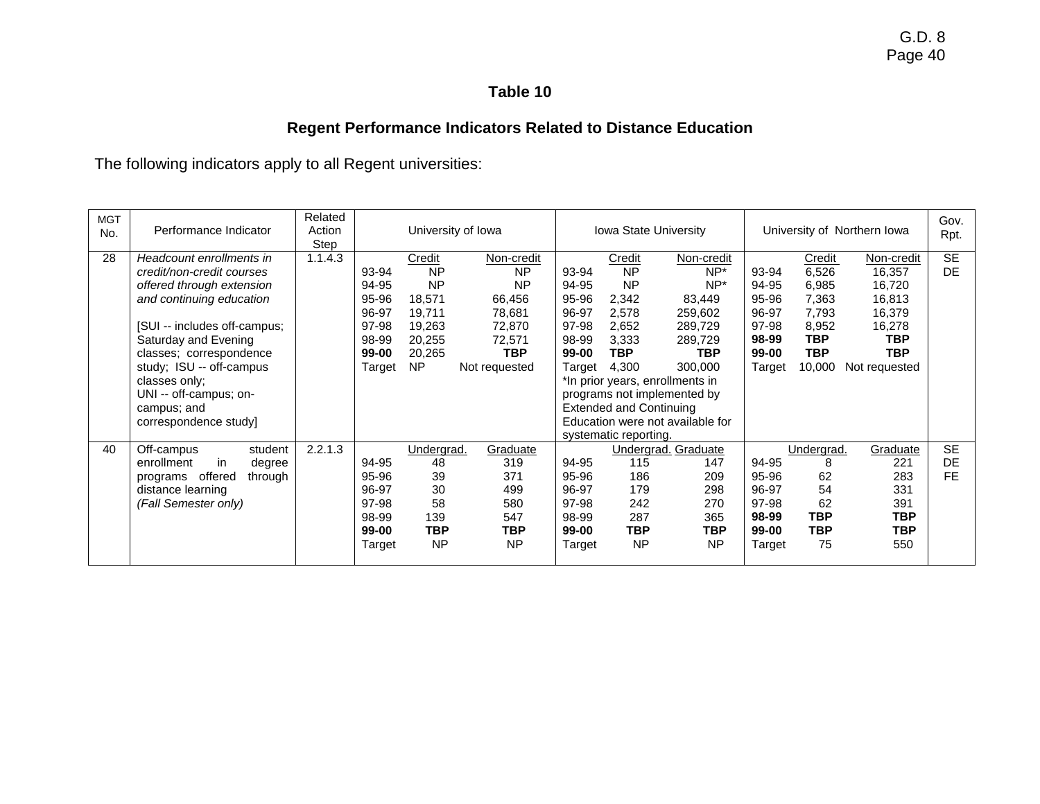### Table 10

### Regent Performance Indicators Related to Distance Education

The following indicators apply to all Regent universities:

| MGT No. | Performance Indicator | Related Action Step | University of Iowa | | | Iowa State University | | | University of Northern Iowa | | | Gov. Rpt. |
|---|---|---|---|---|---|---|---|---|---|---|---|---|
| 28 | *Headcount enrollments in credit/non-credit courses offered through extension and continuing education* [SUI -- includes off-campus; Saturday and Evening classes; correspondence study; ISU -- off-campus classes only; UNI -- off-campus; on-campus; and correspondence study] | 1.1.4.3 | | Credit | Non-credit | | Credit | Non-credit | | Credit | Non-credit | SE DE |
| | | | 93-94 | NP | NP | 93-94 | NP | NP* | 93-94 | 6,526 | 16,357 | |
| | | | 94-95 | NP | NP | 94-95 | NP | NP* | 94-95 | 6,985 | 16,720 | |
| | | | 95-96 | 18,571 | 66,456 | 95-96 | 2,342 | 83,449 | 95-96 | 7,363 | 16,813 | |
| | | | 96-97 | 19,711 | 78,681 | 96-97 | 2,578 | 259,602 | 96-97 | 7,793 | 16,379 | |
| | | | 97-98 | 19,263 | 72,870 | 97-98 | 2,652 | 289,729 | 97-98 | 8,952 | 16,278 | |
| | | | 98-99 | 20,255 | 72,571 | 98-99 | 3,333 | 289,729 | **98-99** | **TBP** | **TBP** | |
| | | | **99-00** | 20,265 | **TBP** | **99-00** | **TBP** | **TBP** | **99-00** | **TBP** | **TBP** | |
| | | | Target | NP | Not requested | Target | 4,300 | 300,000 | Target | 10,000 | Not requested | |
| | | | | | | *In prior years, enrollments in programs not implemented by Extended and Continuing Education were not available for systematic reporting. | | | | | | |
| 40 | Off-campus student enrollment in degree programs offered through distance learning *(Fall Semester only)* | 2.2.1.3 | | Undergrad. | Graduate | | Undergrad. | Graduate | | Undergrad. | Graduate | SE DE FE |
| | | | 94-95 | 48 | 319 | 94-95 | 115 | 147 | 94-95 | 8 | 221 | |
| | | | 95-96 | 39 | 371 | 95-96 | 186 | 209 | 95-96 | 62 | 283 | |
| | | | 96-97 | 30 | 499 | 96-97 | 179 | 298 | 96-97 | 54 | 331 | |
| | | | 97-98 | 58 | 580 | 97-98 | 242 | 270 | 97-98 | 62 | 391 | |
| | | | 98-99 | 139 | 547 | 98-99 | 287 | 365 | **98-99** | **TBP** | **TBP** | |
| | | | **99-00** | **TBP** | **TBP** | **99-00** | **TBP** | **TBP** | **99-00** | **TBP** | **TBP** | |
| | | | Target | NP | NP | Target | NP | NP | Target | 75 | 550 | |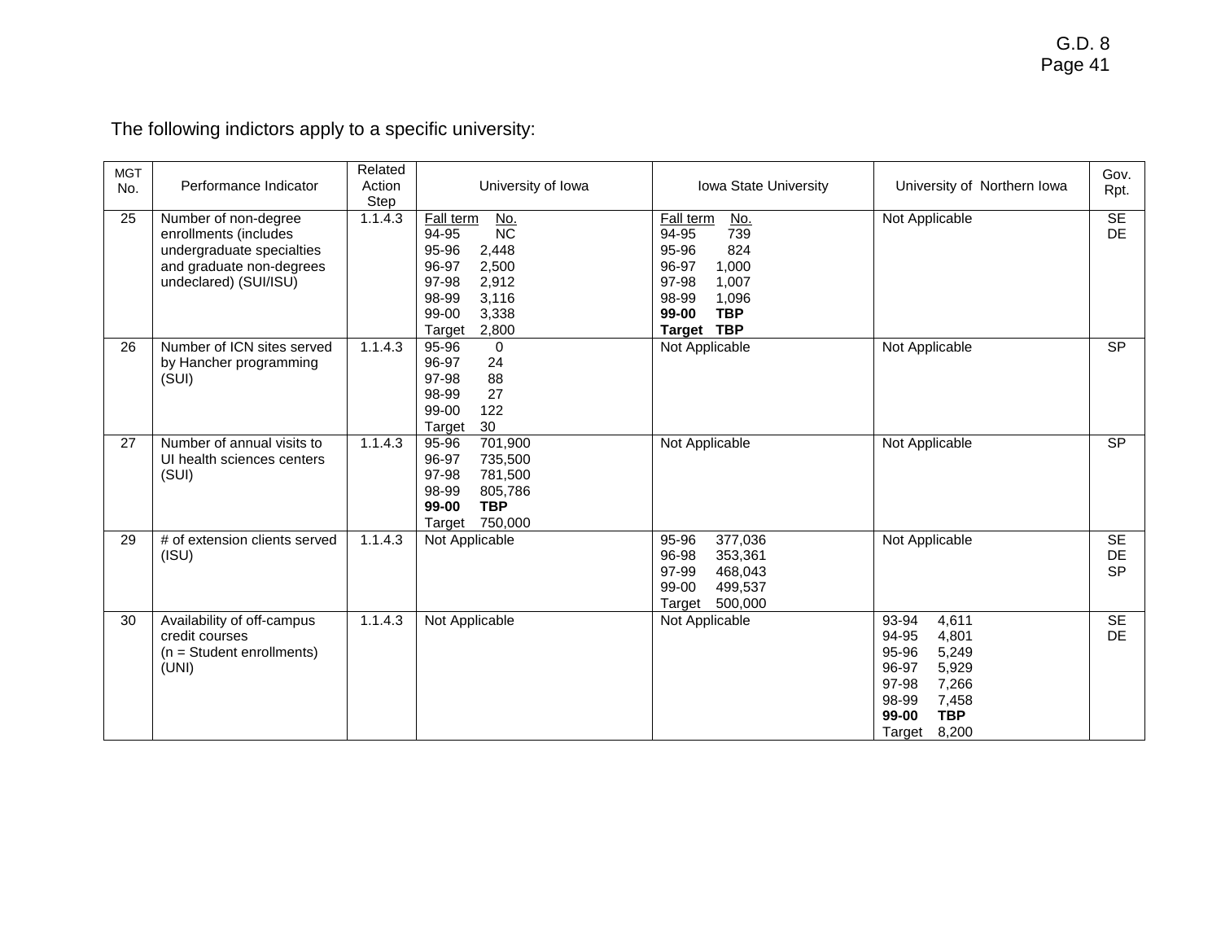The following indictors apply to a specific university:

| MGT No. | Performance Indicator | Related Action Step | University of Iowa | Iowa State University | University of Northern Iowa | Gov. Rpt. |
|---|---|---|---|---|---|---|
| 25 | Number of non-degree enrollments (includes undergraduate specialties and graduate non-degrees undeclared) (SUI/ISU) | 1.1.4.3 | Fall term No.<br>94-95 NC<br>95-96 2,448<br>96-97 2,500<br>97-98 2,912<br>98-99 3,116<br>99-00 3,338<br>Target 2,800 | Fall term No.<br>94-95 739<br>95-96 824<br>96-97 1,000<br>97-98 1,007<br>98-99 1,096<br>**99-00 TBP**<br>**Target TBP** | Not Applicable | SE<br>DE |
| 26 | Number of ICN sites served by Hancher programming (SUI) | 1.1.4.3 | 95-96 0<br>96-97 24<br>97-98 88<br>98-99 27<br>99-00 122<br>Target 30 | Not Applicable | Not Applicable | SP |
| 27 | Number of annual visits to UI health sciences centers (SUI) | 1.1.4.3 | 95-96 701,900<br>96-97 735,500<br>97-98 781,500<br>98-99 805,786<br>**99-00 TBP**<br>Target 750,000 | Not Applicable | Not Applicable | SP |
| 29 | # of extension clients served (ISU) | 1.1.4.3 | Not Applicable | 95-96 377,036<br>96-98 353,361<br>97-99 468,043<br>99-00 499,537<br>Target 500,000 | Not Applicable | SE<br>DE<br>SP |
| 30 | Availability of off-campus credit courses<br>(n = Student enrollments)<br>(UNI) | 1.1.4.3 | Not Applicable | Not Applicable | 93-94 4,611<br>94-95 4,801<br>95-96 5,249<br>96-97 5,929<br>97-98 7,266<br>98-99 7,458<br>**99-00 TBP**<br>Target 8,200 | SE<br>DE |